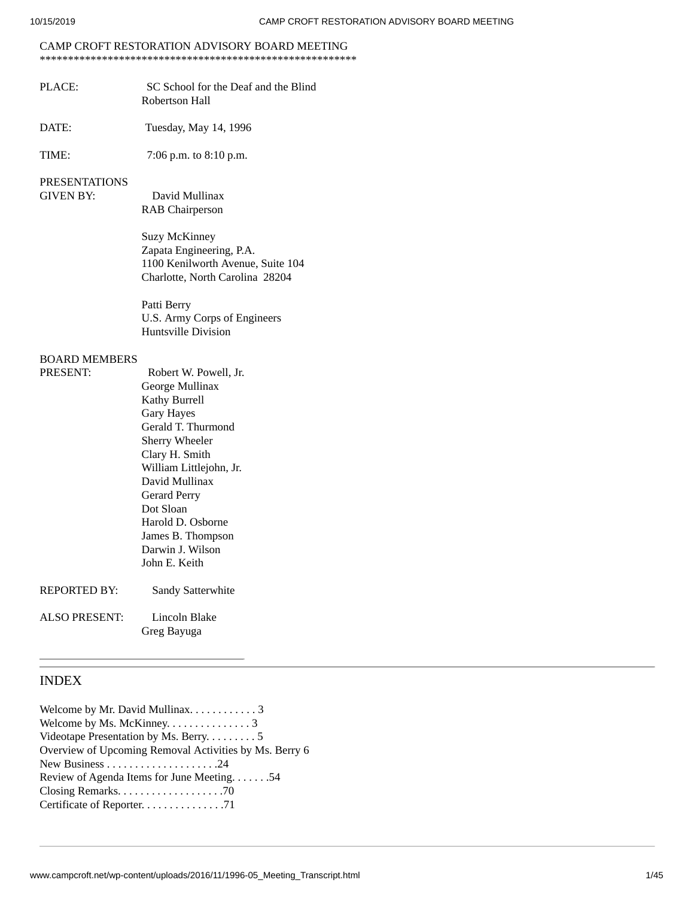# CAMP CROFT RESTORATION ADVISORY BOARD MEETING

*******************************************************

PLACE: SC School for the Deaf and the Blind
Robertson Hall

DATE: Tuesday, May 14, 1996

TIME: 7:06 p.m. to 8:10 p.m.

PRESENTATIONS
GIVEN BY: David Mullinax
RAB Chairperson

Suzy McKinney
Zapata Engineering, P.A.
1100 Kenilworth Avenue, Suite 104
Charlotte, North Carolina 28204

Patti Berry
U.S. Army Corps of Engineers
Huntsville Division

BOARD MEMBERS
PRESENT: Robert W. Powell, Jr.
George Mullinax
Kathy Burrell
Gary Hayes
Gerald T. Thurmond
Sherry Wheeler
Clary H. Smith
William Littlejohn, Jr.
David Mullinax
Gerard Perry
Dot Sloan
Harold D. Osborne
James B. Thompson
Darwin J. Wilson
John E. Keith

REPORTED BY: Sandy Satterwhite

ALSO PRESENT: Lincoln Blake
Greg Bayuga

---

## INDEX

Welcome by Mr. David Mullinax. . . . . . . . . . . . 3
Welcome by Ms. McKinney. . . . . . . . . . . . . . . 3
Videotape Presentation by Ms. Berry. . . . . . . . . 5
Overview of Upcoming Removal Activities by Ms. Berry 6
New Business . . . . . . . . . . . . . . . . . . . .24
Review of Agenda Items for June Meeting. . . . . . .54
Closing Remarks. . . . . . . . . . . . . . . . . . .70
Certificate of Reporter. . . . . . . . . . . . . . .71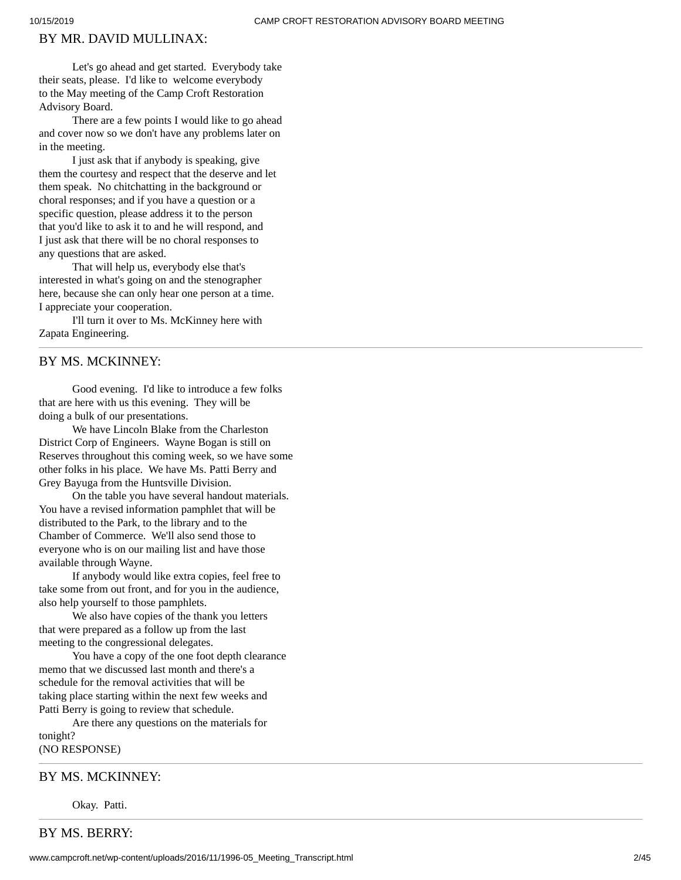## BY MR. DAVID MULLINAX:

Let's go ahead and get started. Everybody take their seats, please. I'd like to welcome everybody to the May meeting of the Camp Croft Restoration Advisory Board.

There are a few points I would like to go ahead and cover now so we don't have any problems later on in the meeting.

I just ask that if anybody is speaking, give them the courtesy and respect that the deserve and let them speak. No chitchatting in the background or choral responses; and if you have a question or a specific question, please address it to the person that you'd like to ask it to and he will respond, and I just ask that there will be no choral responses to any questions that are asked.

That will help us, everybody else that's interested in what's going on and the stenographer here, because she can only hear one person at a time. I appreciate your cooperation.

I'll turn it over to Ms. McKinney here with Zapata Engineering.

---

## BY MS. MCKINNEY:

Good evening. I'd like to introduce a few folks that are here with us this evening. They will be doing a bulk of our presentations.

We have Lincoln Blake from the Charleston District Corp of Engineers. Wayne Bogan is still on Reserves throughout this coming week, so we have some other folks in his place. We have Ms. Patti Berry and Grey Bayuga from the Huntsville Division.

On the table you have several handout materials. You have a revised information pamphlet that will be distributed to the Park, to the library and to the Chamber of Commerce. We'll also send those to everyone who is on our mailing list and have those available through Wayne.

If anybody would like extra copies, feel free to take some from out front, and for you in the audience, also help yourself to those pamphlets.

We also have copies of the thank you letters that were prepared as a follow up from the last meeting to the congressional delegates.

You have a copy of the one foot depth clearance memo that we discussed last month and there's a schedule for the removal activities that will be taking place starting within the next few weeks and Patti Berry is going to review that schedule.

Are there any questions on the materials for tonight?
(NO RESPONSE)

---

## BY MS. MCKINNEY:

Okay. Patti.

---

## BY MS. BERRY: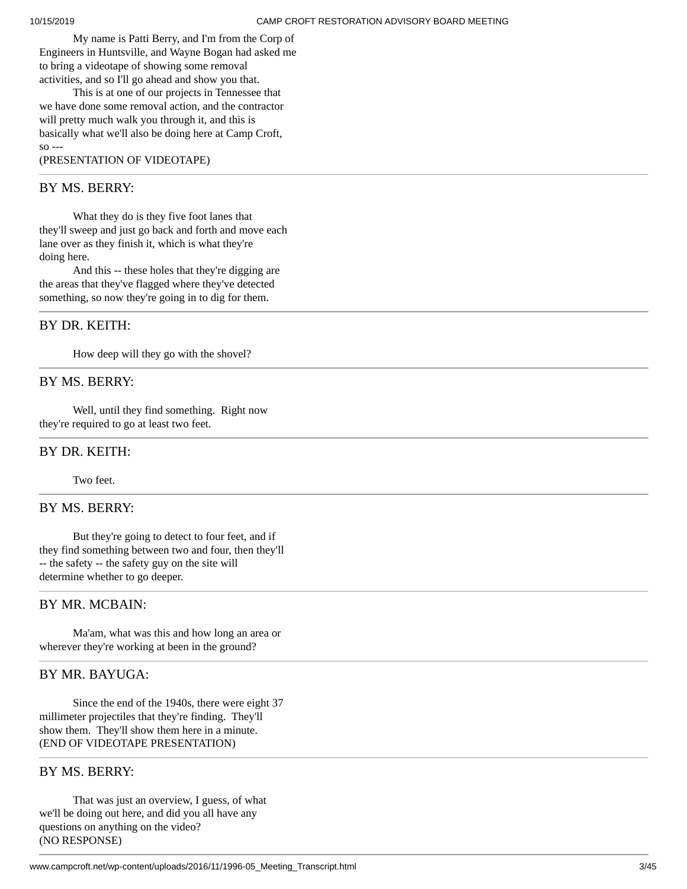My name is Patti Berry, and I'm from the Corp of Engineers in Huntsville, and Wayne Bogan had asked me to bring a videotape of showing some removal activities, and so I'll go ahead and show you that.

This is at one of our projects in Tennessee that we have done some removal action, and the contractor will pretty much walk you through it, and this is basically what we'll also be doing here at Camp Croft, so ---

(PRESENTATION OF VIDEOTAPE)

---

### BY MS. BERRY:

What they do is they five foot lanes that they'll sweep and just go back and forth and move each lane over as they finish it, which is what they're doing here.

And this -- these holes that they're digging are the areas that they've flagged where they've detected something, so now they're going in to dig for them.

---

### BY DR. KEITH:

How deep will they go with the shovel?

---

### BY MS. BERRY:

Well, until they find something. Right now they're required to go at least two feet.

---

### BY DR. KEITH:

Two feet.

---

### BY MS. BERRY:

But they're going to detect to four feet, and if they find something between two and four, then they'll -- the safety -- the safety guy on the site will determine whether to go deeper.

---

### BY MR. MCBAIN:

Ma'am, what was this and how long an area or wherever they're working at been in the ground?

---

### BY MR. BAYUGA:

Since the end of the 1940s, there were eight 37 millimeter projectiles that they're finding. They'll show them. They'll show them here in a minute.

(END OF VIDEOTAPE PRESENTATION)

---

### BY MS. BERRY:

That was just an overview, I guess, of what we'll be doing out here, and did you all have any questions on anything on the video?

(NO RESPONSE)

---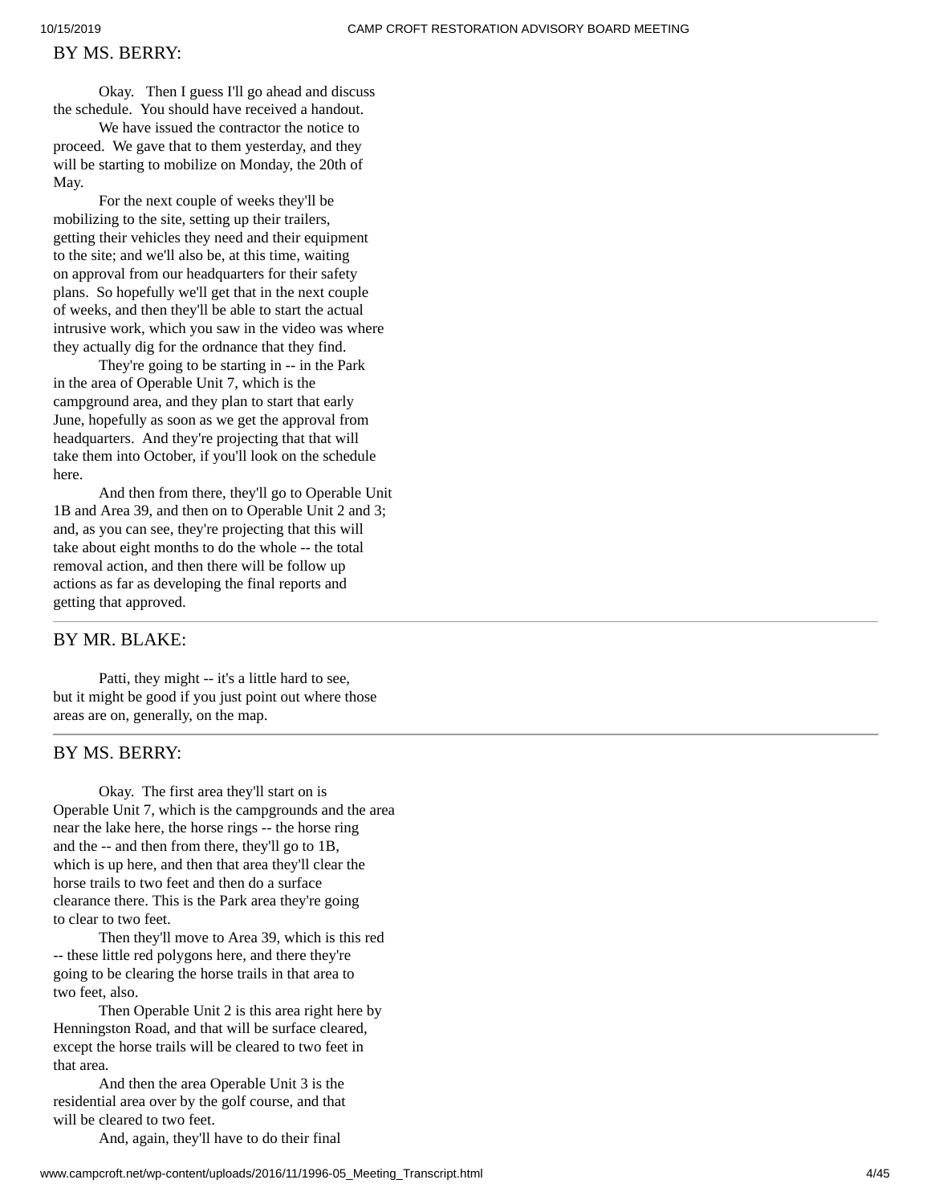BY MS. BERRY:

Okay. Then I guess I'll go ahead and discuss the schedule. You should have received a handout.

We have issued the contractor the notice to proceed. We gave that to them yesterday, and they will be starting to mobilize on Monday, the 20th of May.

For the next couple of weeks they'll be mobilizing to the site, setting up their trailers, getting their vehicles they need and their equipment to the site; and we'll also be, at this time, waiting on approval from our headquarters for their safety plans. So hopefully we'll get that in the next couple of weeks, and then they'll be able to start the actual intrusive work, which you saw in the video was where they actually dig for the ordnance that they find.

They're going to be starting in -- in the Park in the area of Operable Unit 7, which is the campground area, and they plan to start that early June, hopefully as soon as we get the approval from headquarters. And they're projecting that that will take them into October, if you'll look on the schedule here.

And then from there, they'll go to Operable Unit 1B and Area 39, and then on to Operable Unit 2 and 3; and, as you can see, they're projecting that this will take about eight months to do the whole -- the total removal action, and then there will be follow up actions as far as developing the final reports and getting that approved.

---

BY MR. BLAKE:

Patti, they might -- it's a little hard to see, but it might be good if you just point out where those areas are on, generally, on the map.

---

BY MS. BERRY:

Okay. The first area they'll start on is Operable Unit 7, which is the campgrounds and the area near the lake here, the horse rings -- the horse ring and the -- and then from there, they'll go to 1B, which is up here, and then that area they'll clear the horse trails to two feet and then do a surface clearance there. This is the Park area they're going to clear to two feet.

Then they'll move to Area 39, which is this red -- these little red polygons here, and there they're going to be clearing the horse trails in that area to two feet, also.

Then Operable Unit 2 is this area right here by Henningston Road, and that will be surface cleared, except the horse trails will be cleared to two feet in that area.

And then the area Operable Unit 3 is the residential area over by the golf course, and that will be cleared to two feet.

And, again, they'll have to do their final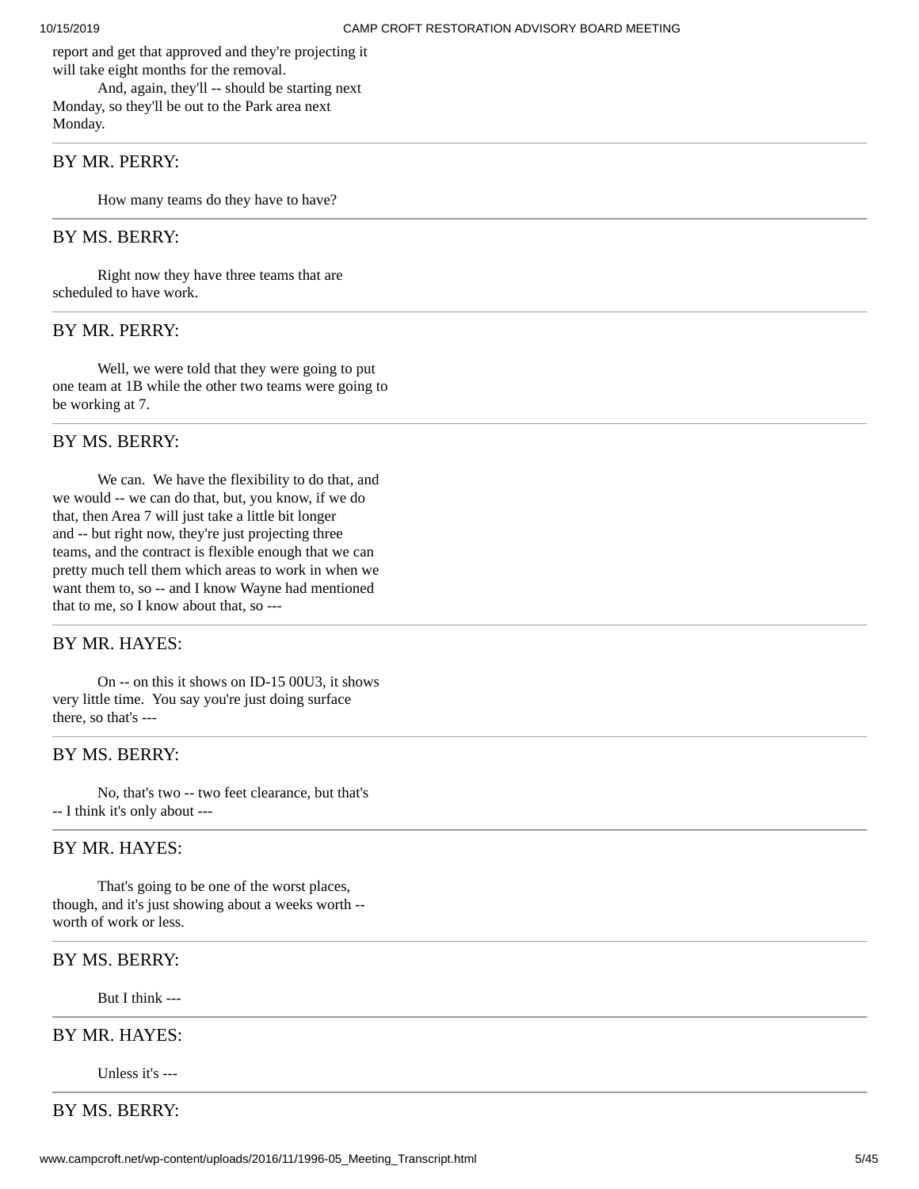report and get that approved and they're projecting it will take eight months for the removal.

And, again, they'll -- should be starting next Monday, so they'll be out to the Park area next Monday.

---

BY MR. PERRY:

How many teams do they have to have?

---

BY MS. BERRY:

Right now they have three teams that are scheduled to have work.

---

BY MR. PERRY:

Well, we were told that they were going to put one team at 1B while the other two teams were going to be working at 7.

---

BY MS. BERRY:

We can. We have the flexibility to do that, and we would -- we can do that, but, you know, if we do that, then Area 7 will just take a little bit longer and -- but right now, they're just projecting three teams, and the contract is flexible enough that we can pretty much tell them which areas to work in when we want them to, so -- and I know Wayne had mentioned that to me, so I know about that, so ---

---

BY MR. HAYES:

On -- on this it shows on ID-15 00U3, it shows very little time. You say you're just doing surface there, so that's ---

---

BY MS. BERRY:

No, that's two -- two feet clearance, but that's -- I think it's only about ---

---

BY MR. HAYES:

That's going to be one of the worst places, though, and it's just showing about a weeks worth -- worth of work or less.

---

BY MS. BERRY:

But I think ---

---

BY MR. HAYES:

Unless it's ---

---

BY MS. BERRY: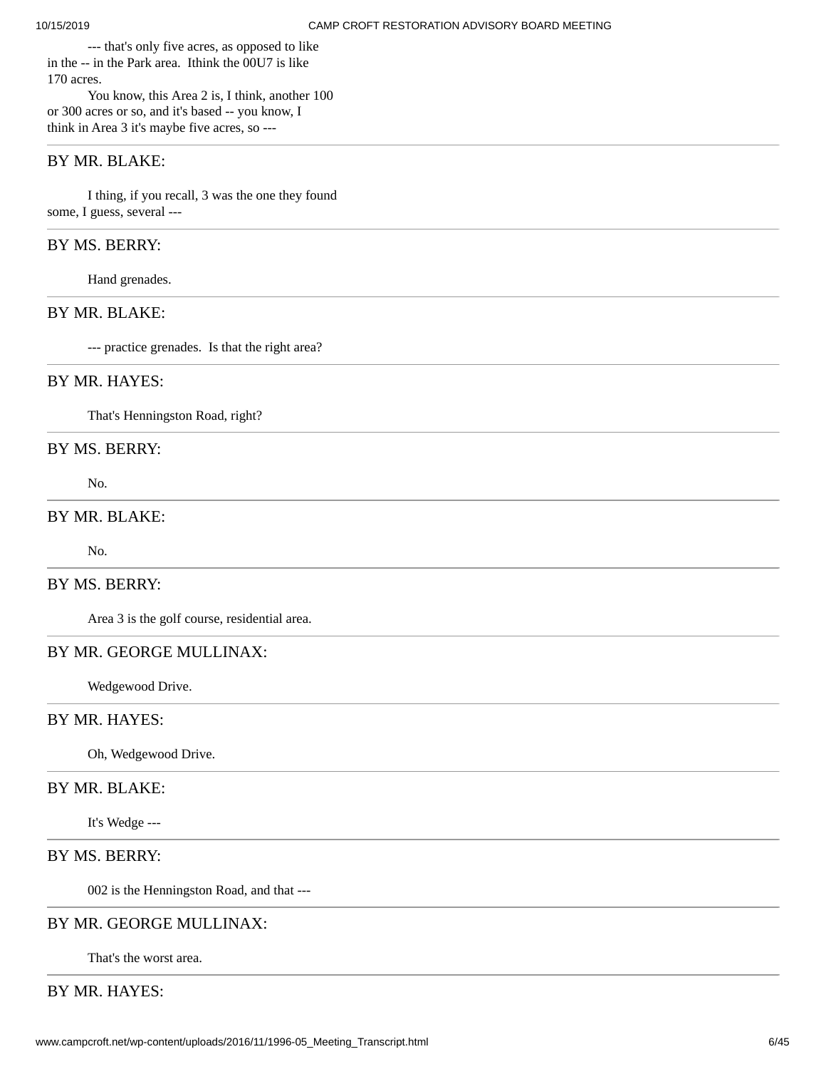--- that's only five acres, as opposed to like in the -- in the Park area.  Ithink the 00U7 is like 170 acres.

You know, this Area 2 is, I think, another 100 or 300 acres or so, and it's based -- you know, I think in Area 3 it's maybe five acres, so ---

---

BY MR. BLAKE:

I thing, if you recall, 3 was the one they found some, I guess, several ---

---

BY MS. BERRY:

Hand grenades.

---

BY MR. BLAKE:

--- practice grenades.  Is that the right area?

---

BY MR. HAYES:

That's Henningston Road, right?

---

BY MS. BERRY:

No.

---

BY MR. BLAKE:

No.

---

BY MS. BERRY:

Area 3 is the golf course, residential area.

---

BY MR. GEORGE MULLINAX:

Wedgewood Drive.

---

BY MR. HAYES:

Oh, Wedgewood Drive.

---

BY MR. BLAKE:

It's Wedge ---

---

BY MS. BERRY:

002 is the Henningston Road, and that ---

---

BY MR. GEORGE MULLINAX:

That's the worst area.

---

BY MR. HAYES: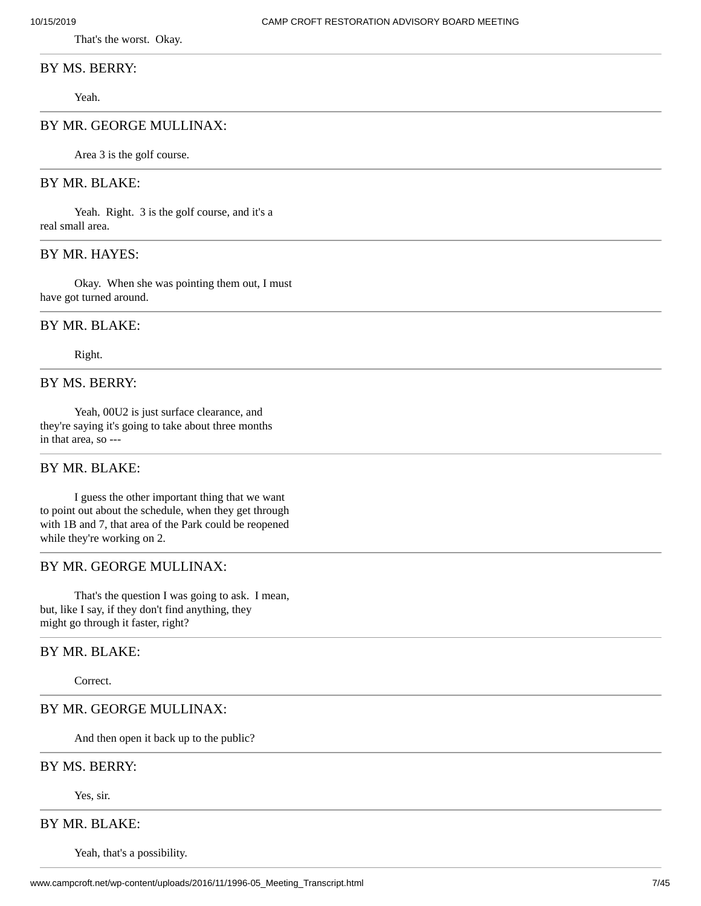That's the worst. Okay.

BY MS. BERRY:

Yeah.

BY MR. GEORGE MULLINAX:

Area 3 is the golf course.

BY MR. BLAKE:

Yeah. Right. 3 is the golf course, and it's a real small area.

BY MR. HAYES:

Okay. When she was pointing them out, I must have got turned around.

BY MR. BLAKE:

Right.

BY MS. BERRY:

Yeah, 00U2 is just surface clearance, and they're saying it's going to take about three months in that area, so ---

BY MR. BLAKE:

I guess the other important thing that we want to point out about the schedule, when they get through with 1B and 7, that area of the Park could be reopened while they're working on 2.

BY MR. GEORGE MULLINAX:

That's the question I was going to ask. I mean, but, like I say, if they don't find anything, they might go through it faster, right?

BY MR. BLAKE:

Correct.

BY MR. GEORGE MULLINAX:

And then open it back up to the public?

BY MS. BERRY:

Yes, sir.

BY MR. BLAKE:

Yeah, that's a possibility.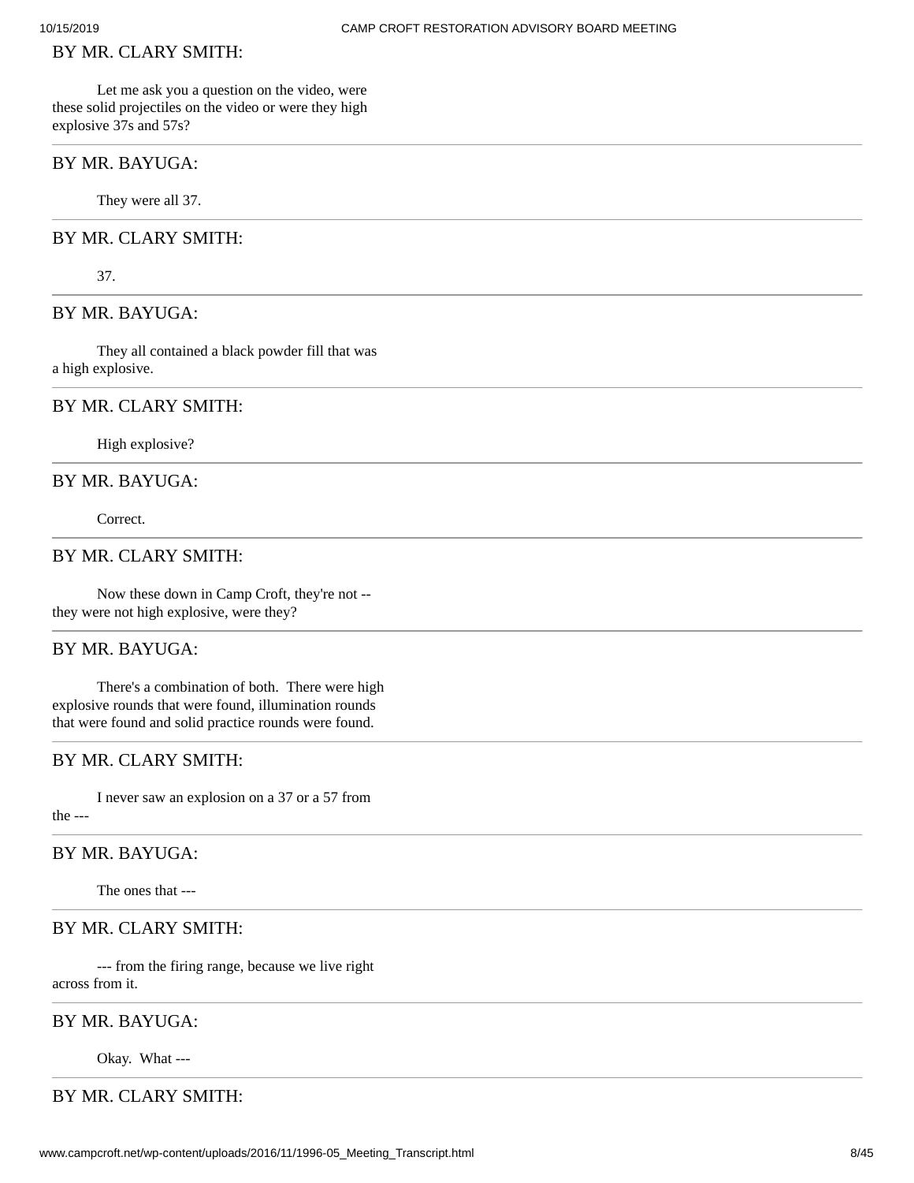BY MR. CLARY SMITH:

Let me ask you a question on the video, were these solid projectiles on the video or were they high explosive 37s and 57s?

---

BY MR. BAYUGA:

They were all 37.

---

BY MR. CLARY SMITH:

37.

---

BY MR. BAYUGA:

They all contained a black powder fill that was a high explosive.

---

BY MR. CLARY SMITH:

High explosive?

---

BY MR. BAYUGA:

Correct.

---

BY MR. CLARY SMITH:

Now these down in Camp Croft, they're not -- they were not high explosive, were they?

---

BY MR. BAYUGA:

There's a combination of both. There were high explosive rounds that were found, illumination rounds that were found and solid practice rounds were found.

---

BY MR. CLARY SMITH:

I never saw an explosion on a 37 or a 57 from the ---

---

BY MR. BAYUGA:

The ones that ---

---

BY MR. CLARY SMITH:

--- from the firing range, because we live right across from it.

---

BY MR. BAYUGA:

Okay. What ---

---

BY MR. CLARY SMITH: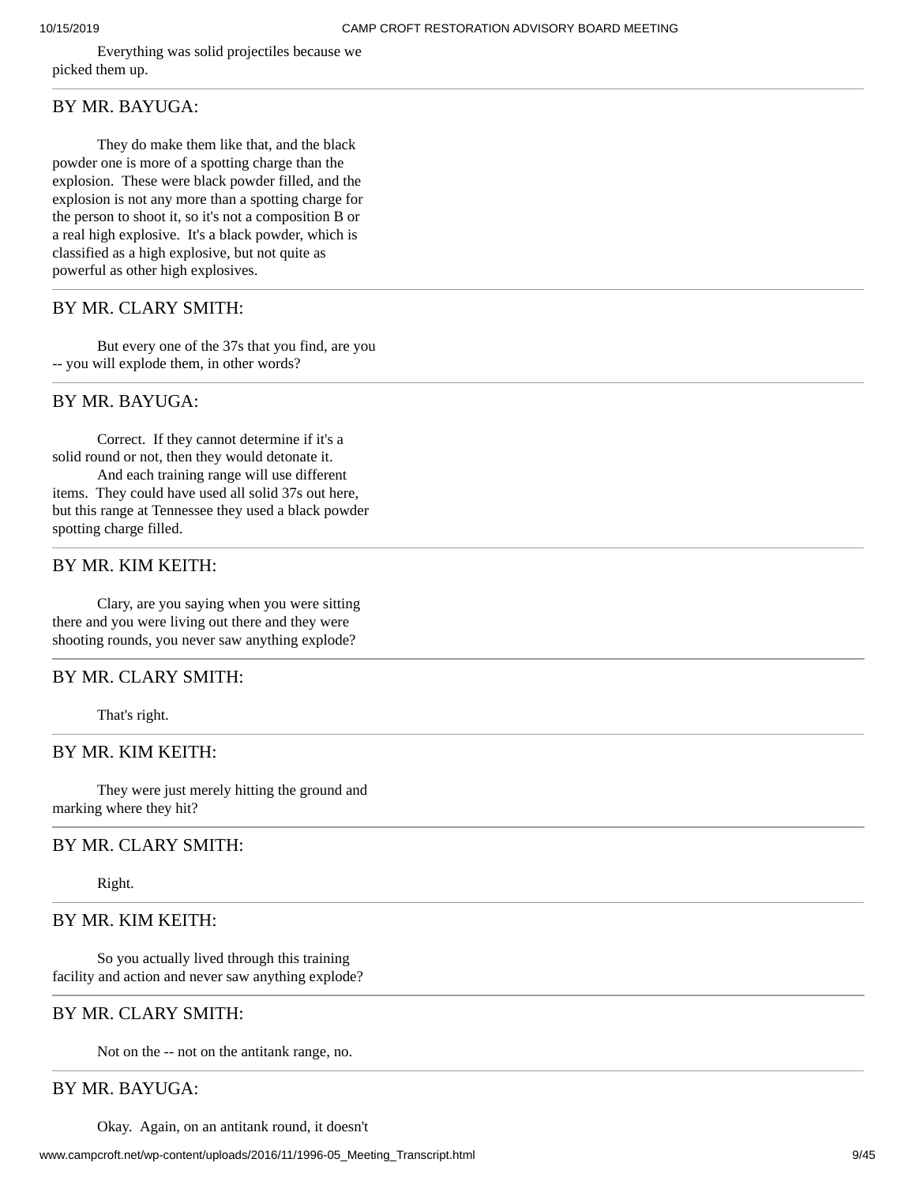Everything was solid projectiles because we picked them up.

BY MR. BAYUGA:

They do make them like that, and the black powder one is more of a spotting charge than the explosion. These were black powder filled, and the explosion is not any more than a spotting charge for the person to shoot it, so it's not a composition B or a real high explosive. It's a black powder, which is classified as a high explosive, but not quite as powerful as other high explosives.

BY MR. CLARY SMITH:

But every one of the 37s that you find, are you -- you will explode them, in other words?

BY MR. BAYUGA:

Correct. If they cannot determine if it's a solid round or not, then they would detonate it.

And each training range will use different items. They could have used all solid 37s out here, but this range at Tennessee they used a black powder spotting charge filled.

BY MR. KIM KEITH:

Clary, are you saying when you were sitting there and you were living out there and they were shooting rounds, you never saw anything explode?

BY MR. CLARY SMITH:

That's right.

BY MR. KIM KEITH:

They were just merely hitting the ground and marking where they hit?

BY MR. CLARY SMITH:

Right.

BY MR. KIM KEITH:

So you actually lived through this training facility and action and never saw anything explode?

BY MR. CLARY SMITH:

Not on the -- not on the antitank range, no.

BY MR. BAYUGA:

Okay. Again, on an antitank round, it doesn't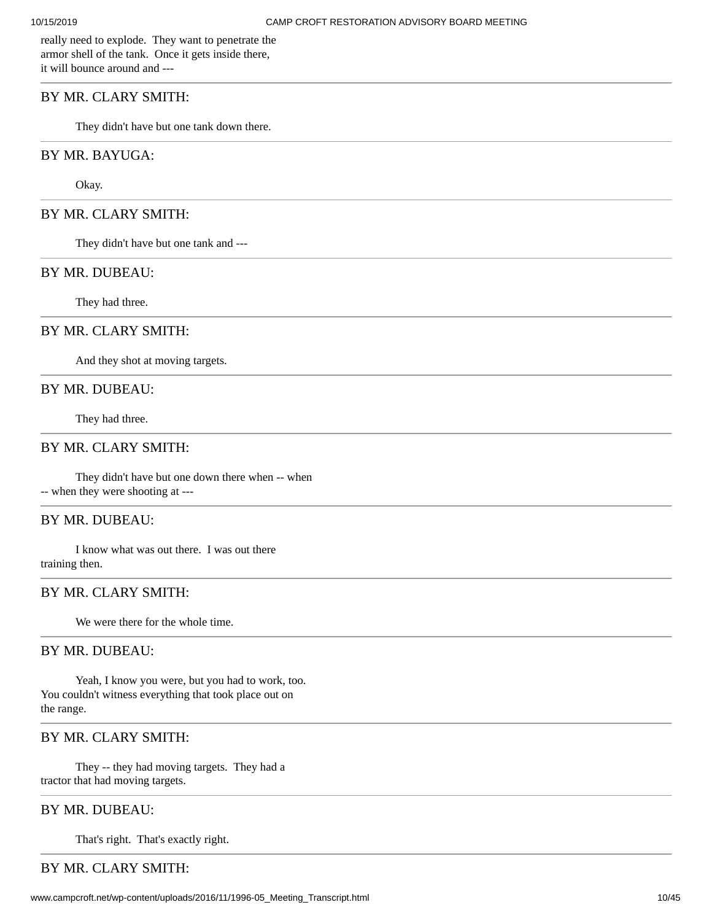really need to explode. They want to penetrate the armor shell of the tank. Once it gets inside there, it will bounce around and ---

---

BY MR. CLARY SMITH:

They didn't have but one tank down there.

---

BY MR. BAYUGA:

Okay.

---

BY MR. CLARY SMITH:

They didn't have but one tank and ---

---

BY MR. DUBEAU:

They had three.

---

BY MR. CLARY SMITH:

And they shot at moving targets.

---

BY MR. DUBEAU:

They had three.

---

BY MR. CLARY SMITH:

They didn't have but one down there when -- when -- when they were shooting at ---

---

BY MR. DUBEAU:

I know what was out there. I was out there training then.

---

BY MR. CLARY SMITH:

We were there for the whole time.

---

BY MR. DUBEAU:

Yeah, I know you were, but you had to work, too. You couldn't witness everything that took place out on the range.

---

BY MR. CLARY SMITH:

They -- they had moving targets. They had a tractor that had moving targets.

---

BY MR. DUBEAU:

That's right. That's exactly right.

---

BY MR. CLARY SMITH: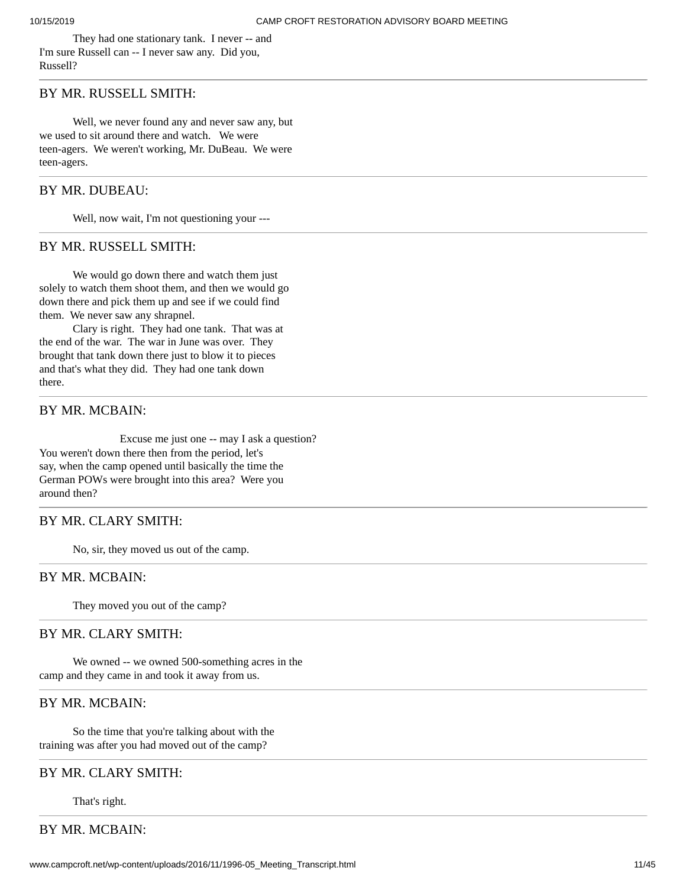They had one stationary tank. I never -- and I'm sure Russell can -- I never saw any. Did you, Russell?

---

BY MR. RUSSELL SMITH:

Well, we never found any and never saw any, but we used to sit around there and watch. We were teen-agers. We weren't working, Mr. DuBeau. We were teen-agers.

---

BY MR. DUBEAU:

Well, now wait, I'm not questioning your ---

---

BY MR. RUSSELL SMITH:

We would go down there and watch them just solely to watch them shoot them, and then we would go down there and pick them up and see if we could find them. We never saw any shrapnel.

Clary is right. They had one tank. That was at the end of the war. The war in June was over. They brought that tank down there just to blow it to pieces and that's what they did. They had one tank down there.

---

BY MR. MCBAIN:

Excuse me just one -- may I ask a question? You weren't down there then from the period, let's say, when the camp opened until basically the time the German POWs were brought into this area? Were you around then?

---

BY MR. CLARY SMITH:

No, sir, they moved us out of the camp.

---

BY MR. MCBAIN:

They moved you out of the camp?

---

BY MR. CLARY SMITH:

We owned -- we owned 500-something acres in the camp and they came in and took it away from us.

---

BY MR. MCBAIN:

So the time that you're talking about with the training was after you had moved out of the camp?

---

BY MR. CLARY SMITH:

That's right.

---

BY MR. MCBAIN: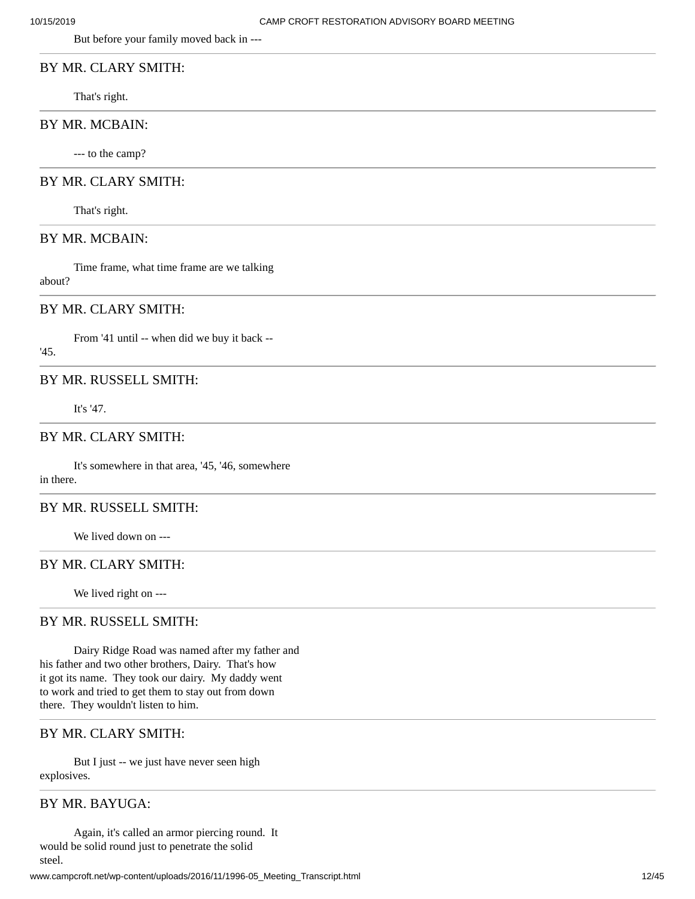But before your family moved back in ---

BY MR. CLARY SMITH:

That's right.

BY MR. MCBAIN:

--- to the camp?

BY MR. CLARY SMITH:

That's right.

BY MR. MCBAIN:

Time frame, what time frame are we talking about?

BY MR. CLARY SMITH:

From '41 until -- when did we buy it back -- '45.

BY MR. RUSSELL SMITH:

It's '47.

BY MR. CLARY SMITH:

It's somewhere in that area, '45, '46, somewhere in there.

BY MR. RUSSELL SMITH:

We lived down on ---

BY MR. CLARY SMITH:

We lived right on ---

BY MR. RUSSELL SMITH:

Dairy Ridge Road was named after my father and his father and two other brothers, Dairy. That's how it got its name. They took our dairy. My daddy went to work and tried to get them to stay out from down there. They wouldn't listen to him.

BY MR. CLARY SMITH:

But I just -- we just have never seen high explosives.

BY MR. BAYUGA:

Again, it's called an armor piercing round. It would be solid round just to penetrate the solid steel.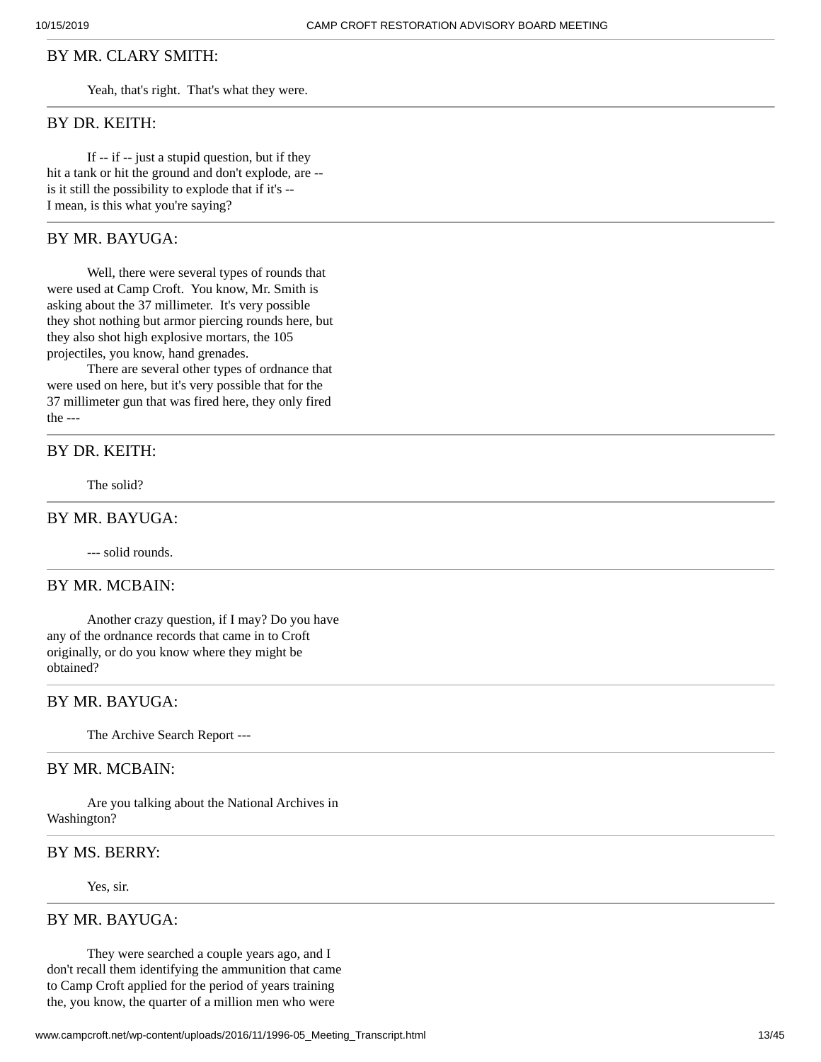BY MR. CLARY SMITH:

Yeah, that's right. That's what they were.

---

BY DR. KEITH:

If -- if -- just a stupid question, but if they hit a tank or hit the ground and don't explode, are -- is it still the possibility to explode that if it's -- I mean, is this what you're saying?

---

BY MR. BAYUGA:

Well, there were several types of rounds that were used at Camp Croft. You know, Mr. Smith is asking about the 37 millimeter. It's very possible they shot nothing but armor piercing rounds here, but they also shot high explosive mortars, the 105 projectiles, you know, hand grenades.

There are several other types of ordnance that were used on here, but it's very possible that for the 37 millimeter gun that was fired here, they only fired the ---

---

BY DR. KEITH:

The solid?

---

BY MR. BAYUGA:

--- solid rounds.

---

BY MR. MCBAIN:

Another crazy question, if I may? Do you have any of the ordnance records that came in to Croft originally, or do you know where they might be obtained?

---

BY MR. BAYUGA:

The Archive Search Report ---

---

BY MR. MCBAIN:

Are you talking about the National Archives in Washington?

---

BY MS. BERRY:

Yes, sir.

---

BY MR. BAYUGA:

They were searched a couple years ago, and I don't recall them identifying the ammunition that came to Camp Croft applied for the period of years training the, you know, the quarter of a million men who were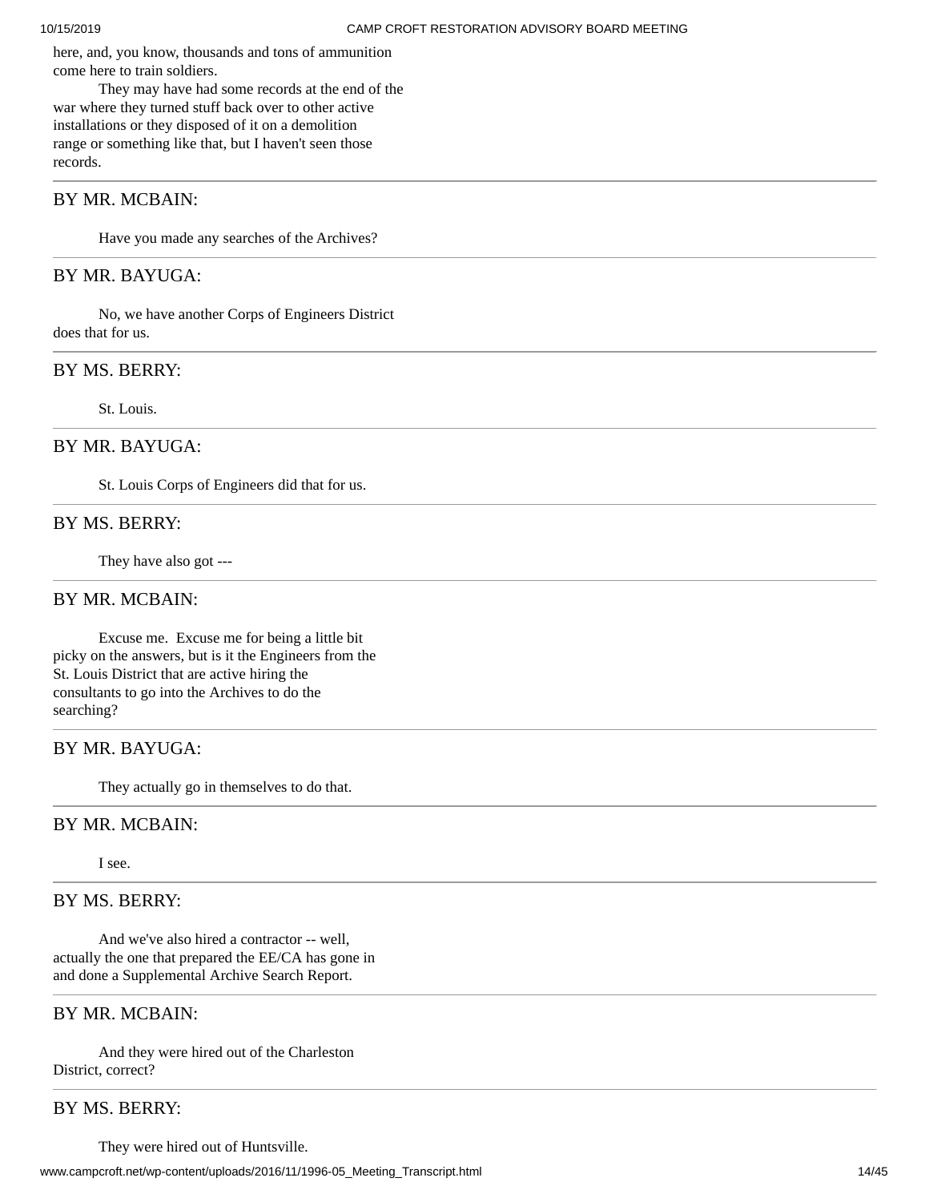here, and, you know, thousands and tons of ammunition come here to train soldiers.

They may have had some records at the end of the war where they turned stuff back over to other active installations or they disposed of it on a demolition range or something like that, but I haven't seen those records.

---

BY MR. MCBAIN:

Have you made any searches of the Archives?

---

BY MR. BAYUGA:

No, we have another Corps of Engineers District does that for us.

---

BY MS. BERRY:

St. Louis.

---

BY MR. BAYUGA:

St. Louis Corps of Engineers did that for us.

---

BY MS. BERRY:

They have also got ---

---

BY MR. MCBAIN:

Excuse me. Excuse me for being a little bit picky on the answers, but is it the Engineers from the St. Louis District that are active hiring the consultants to go into the Archives to do the searching?

---

BY MR. BAYUGA:

They actually go in themselves to do that.

---

BY MR. MCBAIN:

I see.

---

BY MS. BERRY:

And we've also hired a contractor -- well, actually the one that prepared the EE/CA has gone in and done a Supplemental Archive Search Report.

---

BY MR. MCBAIN:

And they were hired out of the Charleston District, correct?

---

BY MS. BERRY:

They were hired out of Huntsville.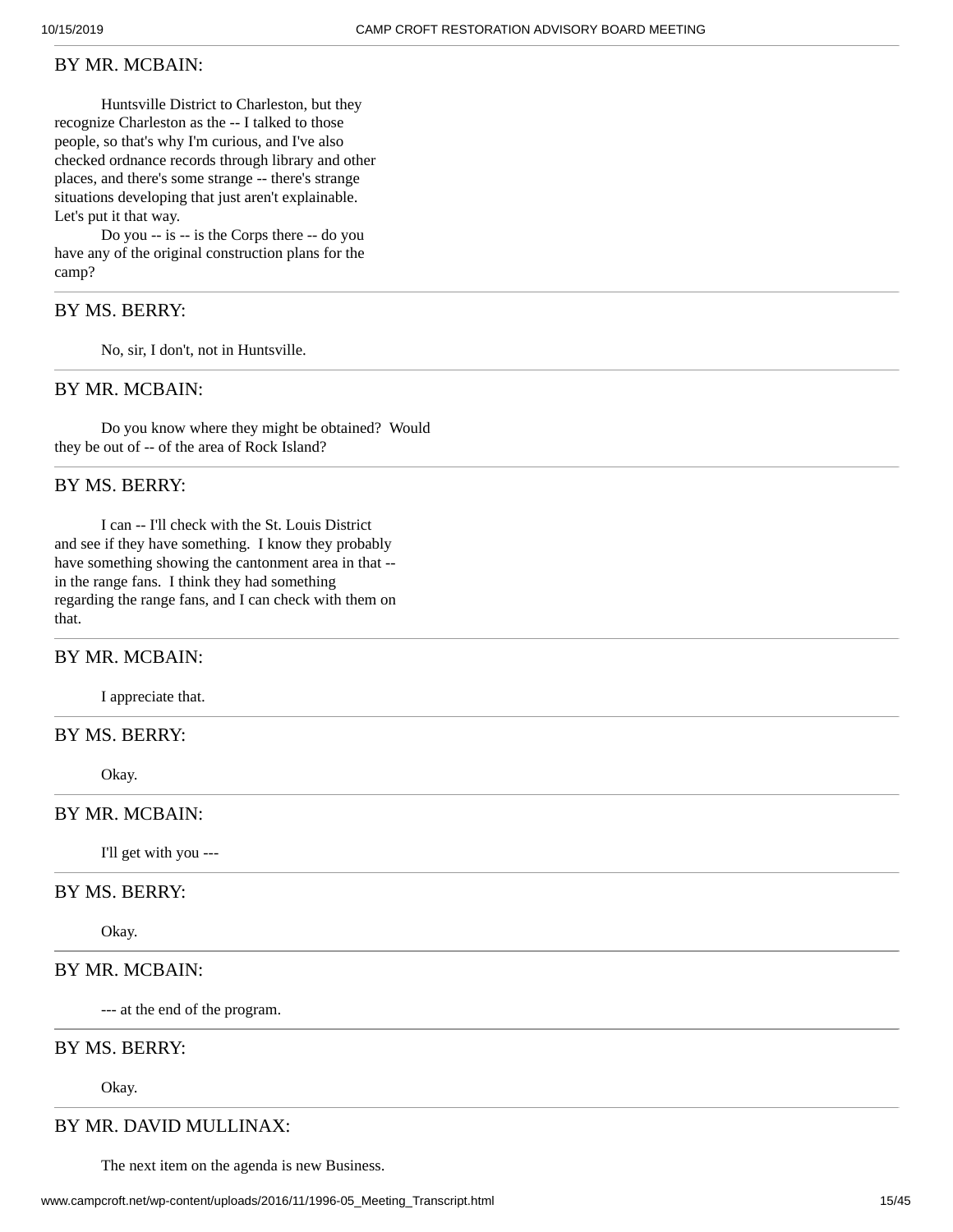BY MR. MCBAIN:

Huntsville District to Charleston, but they recognize Charleston as the -- I talked to those people, so that's why I'm curious, and I've also checked ordnance records through library and other places, and there's some strange -- there's strange situations developing that just aren't explainable. Let's put it that way.

Do you -- is -- is the Corps there -- do you have any of the original construction plans for the camp?

---

BY MS. BERRY:

No, sir, I don't, not in Huntsville.

---

BY MR. MCBAIN:

Do you know where they might be obtained? Would they be out of -- of the area of Rock Island?

---

BY MS. BERRY:

I can -- I'll check with the St. Louis District and see if they have something. I know they probably have something showing the cantonment area in that -- in the range fans. I think they had something regarding the range fans, and I can check with them on that.

---

BY MR. MCBAIN:

I appreciate that.

---

BY MS. BERRY:

Okay.

---

BY MR. MCBAIN:

I'll get with you ---

---

BY MS. BERRY:

Okay.

---

BY MR. MCBAIN:

--- at the end of the program.

---

BY MS. BERRY:

Okay.

---

BY MR. DAVID MULLINAX:

The next item on the agenda is new Business.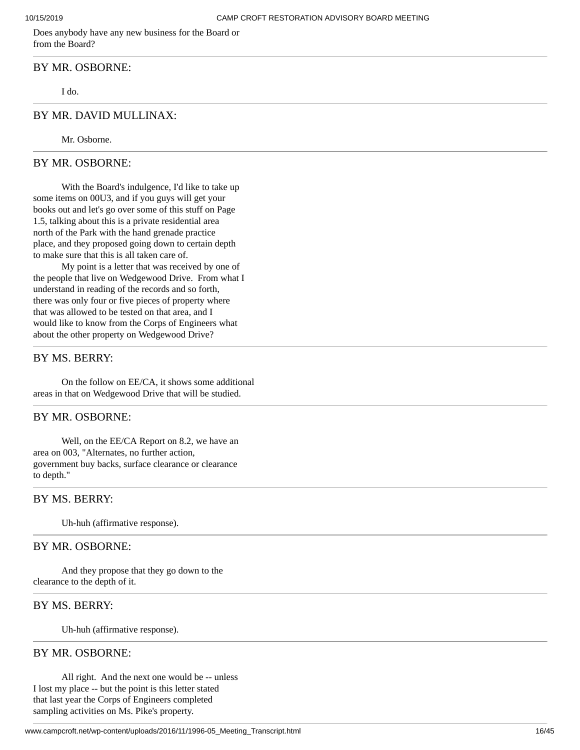Does anybody have any new business for the Board or from the Board?

---

BY MR. OSBORNE:

I do.

---

BY MR. DAVID MULLINAX:

Mr. Osborne.

---

BY MR. OSBORNE:

With the Board's indulgence, I'd like to take up some items on 00U3, and if you guys will get your books out and let's go over some of this stuff on Page 1.5, talking about this is a private residential area north of the Park with the hand grenade practice place, and they proposed going down to certain depth to make sure that this is all taken care of.

My point is a letter that was received by one of the people that live on Wedgewood Drive. From what I understand in reading of the records and so forth, there was only four or five pieces of property where that was allowed to be tested on that area, and I would like to know from the Corps of Engineers what about the other property on Wedgewood Drive?

---

BY MS. BERRY:

On the follow on EE/CA, it shows some additional areas in that on Wedgewood Drive that will be studied.

---

BY MR. OSBORNE:

Well, on the EE/CA Report on 8.2, we have an area on 003, "Alternates, no further action, government buy backs, surface clearance or clearance to depth."

---

BY MS. BERRY:

Uh-huh (affirmative response).

---

BY MR. OSBORNE:

And they propose that they go down to the clearance to the depth of it.

---

BY MS. BERRY:

Uh-huh (affirmative response).

---

BY MR. OSBORNE:

All right. And the next one would be -- unless I lost my place -- but the point is this letter stated that last year the Corps of Engineers completed sampling activities on Ms. Pike's property.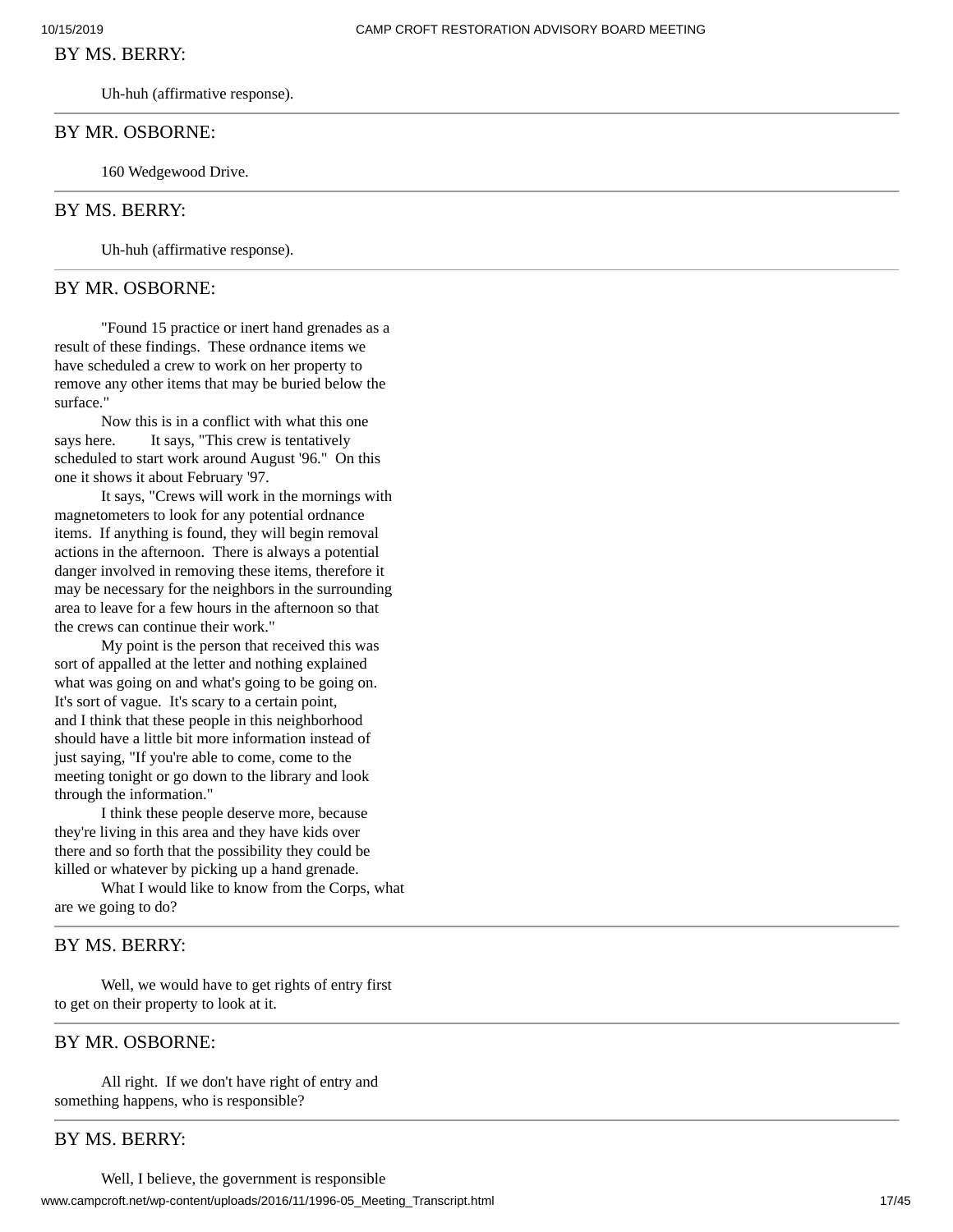BY MS. BERRY:

Uh-huh (affirmative response).

---

BY MR. OSBORNE:

160 Wedgewood Drive.

---

BY MS. BERRY:

Uh-huh (affirmative response).

---

BY MR. OSBORNE:

"Found 15 practice or inert hand grenades as a result of these findings. These ordnance items we have scheduled a crew to work on her property to remove any other items that may be buried below the surface."

Now this is in a conflict with what this one says here. It says, "This crew is tentatively scheduled to start work around August '96." On this one it shows it about February '97.

It says, "Crews will work in the mornings with magnetometers to look for any potential ordnance items. If anything is found, they will begin removal actions in the afternoon. There is always a potential danger involved in removing these items, therefore it may be necessary for the neighbors in the surrounding area to leave for a few hours in the afternoon so that the crews can continue their work."

My point is the person that received this was sort of appalled at the letter and nothing explained what was going on and what's going to be going on. It's sort of vague. It's scary to a certain point, and I think that these people in this neighborhood should have a little bit more information instead of just saying, "If you're able to come, come to the meeting tonight or go down to the library and look through the information."

I think these people deserve more, because they're living in this area and they have kids over there and so forth that the possibility they could be killed or whatever by picking up a hand grenade.

What I would like to know from the Corps, what are we going to do?

---

BY MS. BERRY:

Well, we would have to get rights of entry first to get on their property to look at it.

---

BY MR. OSBORNE:

All right. If we don't have right of entry and something happens, who is responsible?

---

BY MS. BERRY:

Well, I believe, the government is responsible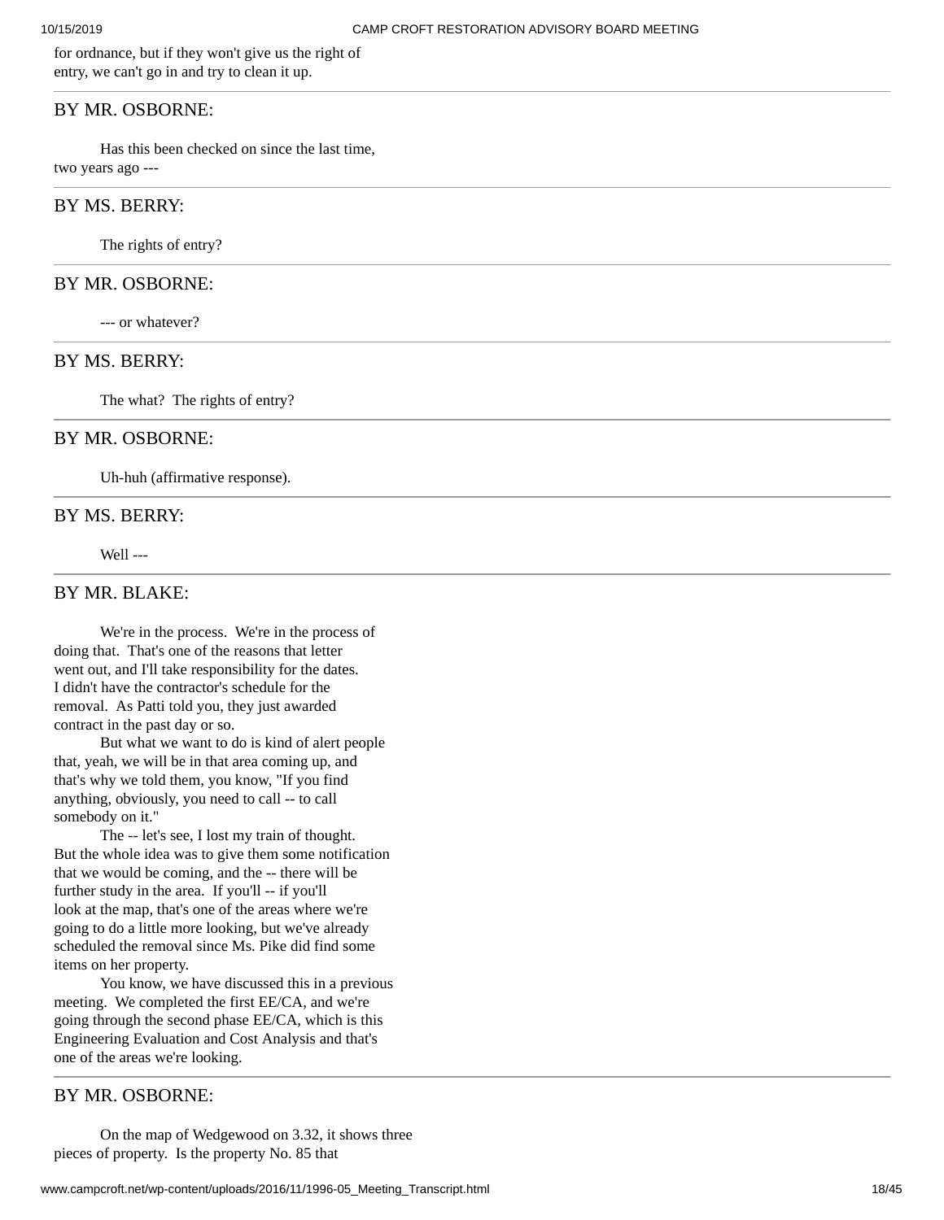for ordnance, but if they won't give us the right of entry, we can't go in and try to clean it up.

---

BY MR. OSBORNE:

Has this been checked on since the last time, two years ago ---

---

BY MS. BERRY:

The rights of entry?

---

BY MR. OSBORNE:

--- or whatever?

---

BY MS. BERRY:

The what? The rights of entry?

---

BY MR. OSBORNE:

Uh-huh (affirmative response).

---

BY MS. BERRY:

Well ---

---

BY MR. BLAKE:

We're in the process. We're in the process of doing that. That's one of the reasons that letter went out, and I'll take responsibility for the dates. I didn't have the contractor's schedule for the removal. As Patti told you, they just awarded contract in the past day or so.

But what we want to do is kind of alert people that, yeah, we will be in that area coming up, and that's why we told them, you know, "If you find anything, obviously, you need to call -- to call somebody on it."

The -- let's see, I lost my train of thought. But the whole idea was to give them some notification that we would be coming, and the -- there will be further study in the area. If you'll -- if you'll look at the map, that's one of the areas where we're going to do a little more looking, but we've already scheduled the removal since Ms. Pike did find some items on her property.

You know, we have discussed this in a previous meeting. We completed the first EE/CA, and we're going through the second phase EE/CA, which is this Engineering Evaluation and Cost Analysis and that's one of the areas we're looking.

---

BY MR. OSBORNE:

On the map of Wedgewood on 3.32, it shows three pieces of property. Is the property No. 85 that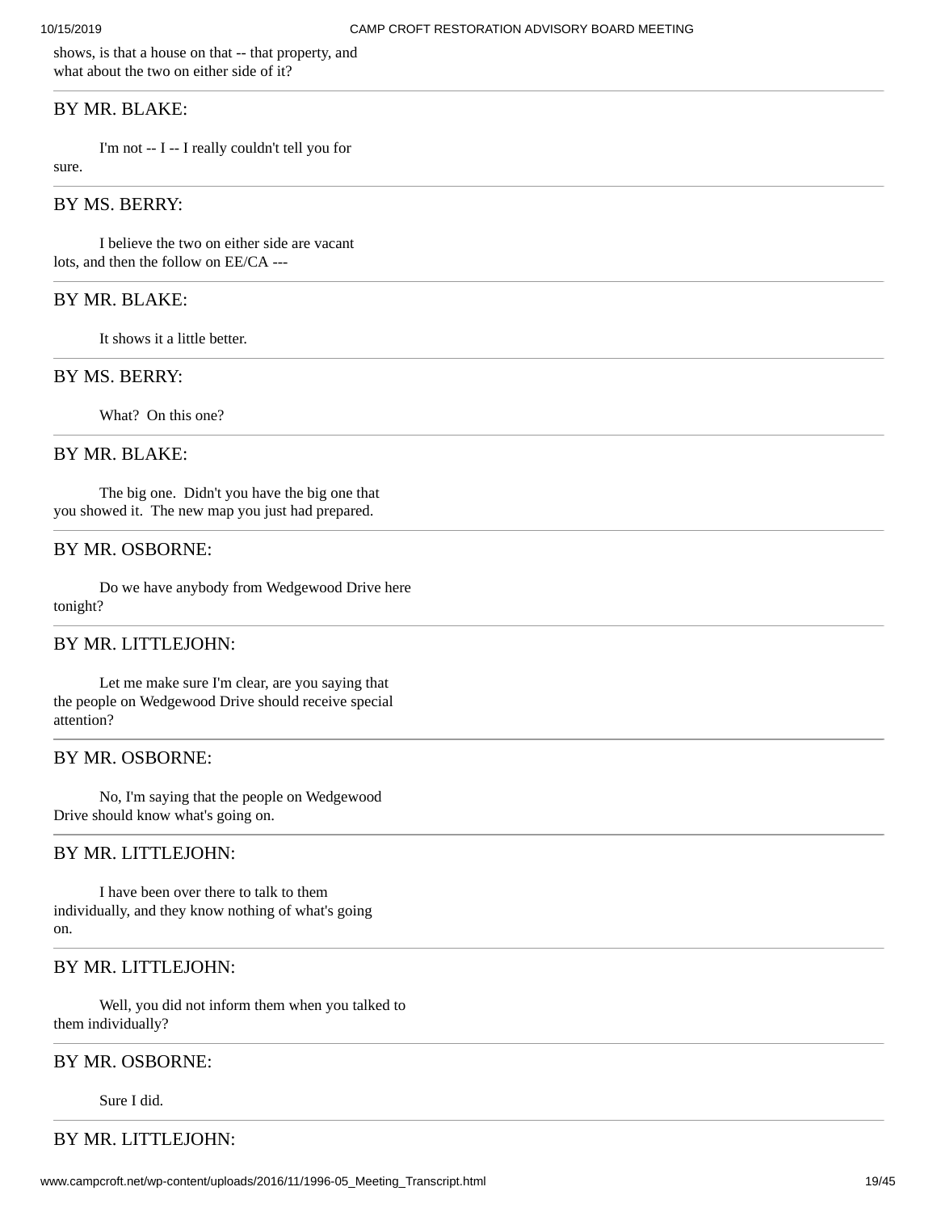shows, is that a house on that -- that property, and what about the two on either side of it?

---

BY MR. BLAKE:

I'm not -- I -- I really couldn't tell you for sure.

---

BY MS. BERRY:

I believe the two on either side are vacant lots, and then the follow on EE/CA ---

---

BY MR. BLAKE:

It shows it a little better.

---

BY MS. BERRY:

What? On this one?

---

BY MR. BLAKE:

The big one. Didn't you have the big one that you showed it. The new map you just had prepared.

---

BY MR. OSBORNE:

Do we have anybody from Wedgewood Drive here tonight?

---

BY MR. LITTLEJOHN:

Let me make sure I'm clear, are you saying that the people on Wedgewood Drive should receive special attention?

---

BY MR. OSBORNE:

No, I'm saying that the people on Wedgewood Drive should know what's going on.

---

BY MR. LITTLEJOHN:

I have been over there to talk to them individually, and they know nothing of what's going on.

---

BY MR. LITTLEJOHN:

Well, you did not inform them when you talked to them individually?

---

BY MR. OSBORNE:

Sure I did.

---

BY MR. LITTLEJOHN: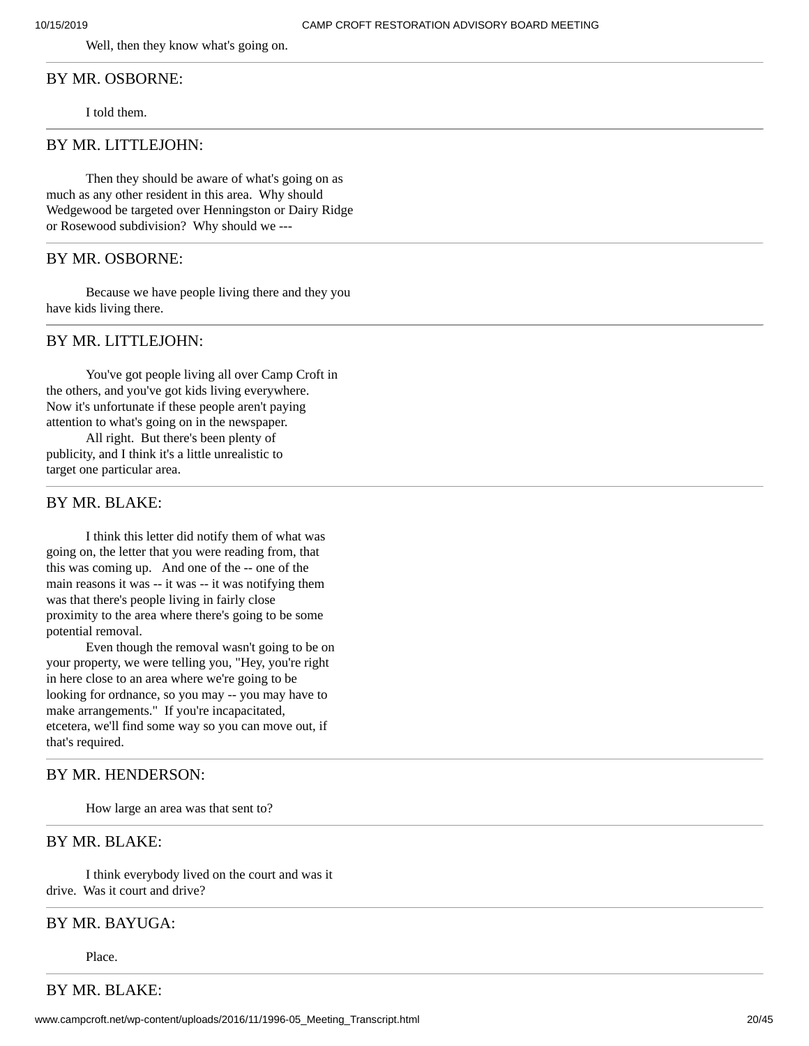Well, then they know what's going on.

---

BY MR. OSBORNE:

I told them.

---

BY MR. LITTLEJOHN:

Then they should be aware of what's going on as much as any other resident in this area. Why should Wedgewood be targeted over Henningston or Dairy Ridge or Rosewood subdivision? Why should we ---

---

BY MR. OSBORNE:

Because we have people living there and they you have kids living there.

---

BY MR. LITTLEJOHN:

You've got people living all over Camp Croft in the others, and you've got kids living everywhere. Now it's unfortunate if these people aren't paying attention to what's going on in the newspaper.

All right. But there's been plenty of publicity, and I think it's a little unrealistic to target one particular area.

---

BY MR. BLAKE:

I think this letter did notify them of what was going on, the letter that you were reading from, that this was coming up. And one of the -- one of the main reasons it was -- it was -- it was notifying them was that there's people living in fairly close proximity to the area where there's going to be some potential removal.

Even though the removal wasn't going to be on your property, we were telling you, "Hey, you're right in here close to an area where we're going to be looking for ordnance, so you may -- you may have to make arrangements." If you're incapacitated, etcetera, we'll find some way so you can move out, if that's required.

---

BY MR. HENDERSON:

How large an area was that sent to?

---

BY MR. BLAKE:

I think everybody lived on the court and was it drive. Was it court and drive?

---

BY MR. BAYUGA:

Place.

---

BY MR. BLAKE: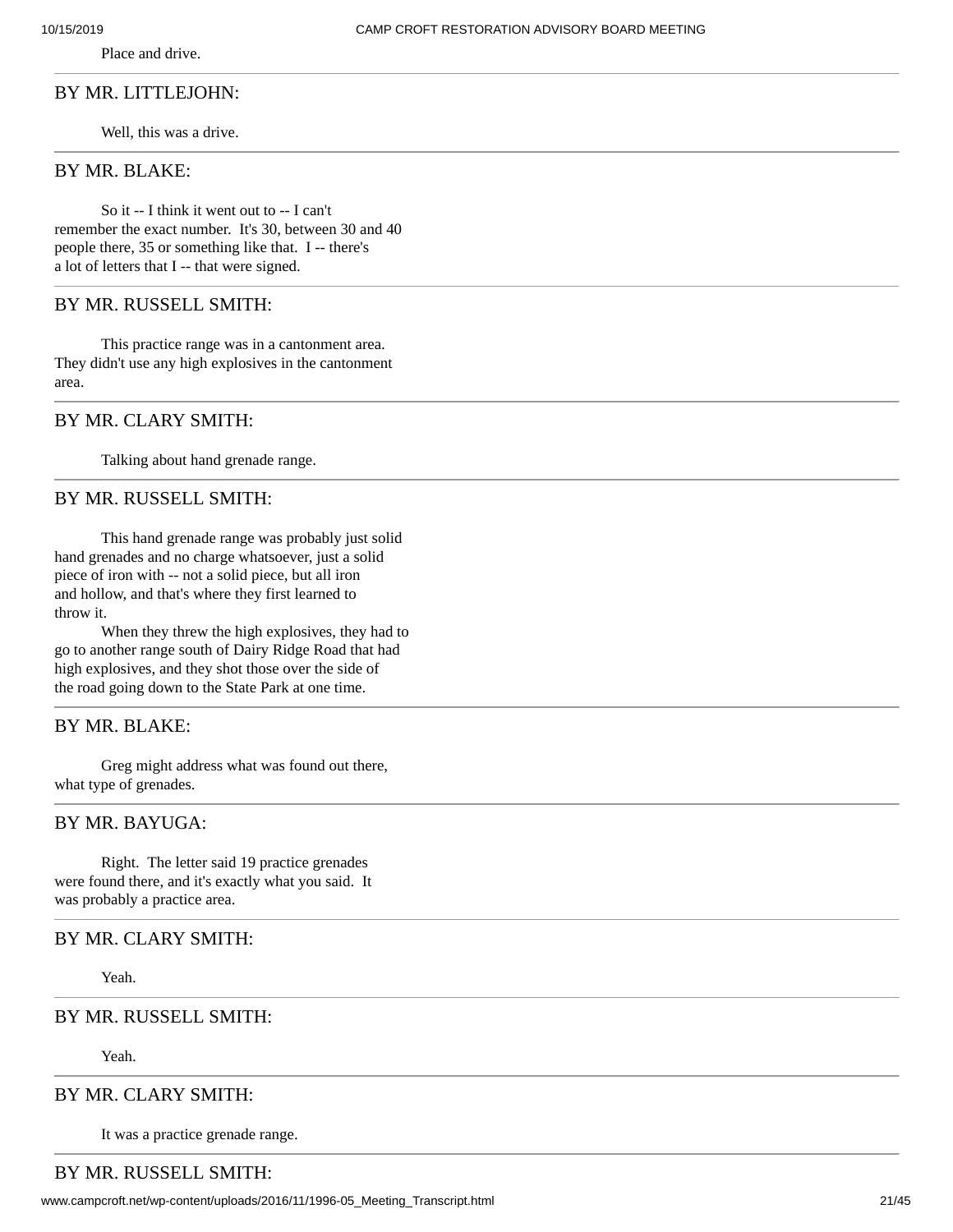Place and drive.

---

BY MR. LITTLEJOHN:

Well, this was a drive.

---

BY MR. BLAKE:

So it -- I think it went out to -- I can't remember the exact number. It's 30, between 30 and 40 people there, 35 or something like that. I -- there's a lot of letters that I -- that were signed.

---

BY MR. RUSSELL SMITH:

This practice range was in a cantonment area. They didn't use any high explosives in the cantonment area.

---

BY MR. CLARY SMITH:

Talking about hand grenade range.

---

BY MR. RUSSELL SMITH:

This hand grenade range was probably just solid hand grenades and no charge whatsoever, just a solid piece of iron with -- not a solid piece, but all iron and hollow, and that's where they first learned to throw it.

When they threw the high explosives, they had to go to another range south of Dairy Ridge Road that had high explosives, and they shot those over the side of the road going down to the State Park at one time.

---

BY MR. BLAKE:

Greg might address what was found out there, what type of grenades.

---

BY MR. BAYUGA:

Right. The letter said 19 practice grenades were found there, and it's exactly what you said. It was probably a practice area.

---

BY MR. CLARY SMITH:

Yeah.

---

BY MR. RUSSELL SMITH:

Yeah.

---

BY MR. CLARY SMITH:

It was a practice grenade range.

---

BY MR. RUSSELL SMITH: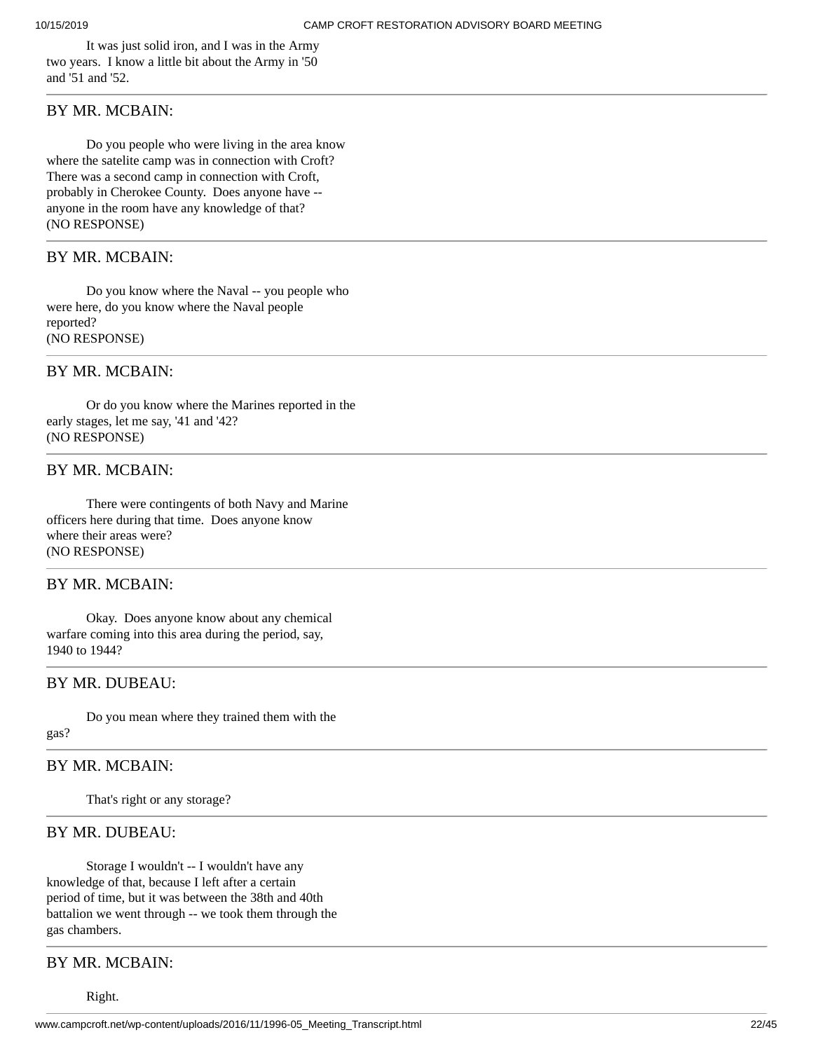It was just solid iron, and I was in the Army two years. I know a little bit about the Army in '50 and '51 and '52.

---

BY MR. MCBAIN:

Do you people who were living in the area know where the satelite camp was in connection with Croft? There was a second camp in connection with Croft, probably in Cherokee County. Does anyone have -- anyone in the room have any knowledge of that?
(NO RESPONSE)

---

BY MR. MCBAIN:

Do you know where the Naval -- you people who were here, do you know where the Naval people reported?
(NO RESPONSE)

---

BY MR. MCBAIN:

Or do you know where the Marines reported in the early stages, let me say, '41 and '42?
(NO RESPONSE)

---

BY MR. MCBAIN:

There were contingents of both Navy and Marine officers here during that time. Does anyone know where their areas were?
(NO RESPONSE)

---

BY MR. MCBAIN:

Okay. Does anyone know about any chemical warfare coming into this area during the period, say, 1940 to 1944?

---

BY MR. DUBEAU:

Do you mean where they trained them with the gas?

---

BY MR. MCBAIN:

That's right or any storage?

---

BY MR. DUBEAU:

Storage I wouldn't -- I wouldn't have any knowledge of that, because I left after a certain period of time, but it was between the 38th and 40th battalion we went through -- we took them through the gas chambers.

---

BY MR. MCBAIN:

Right.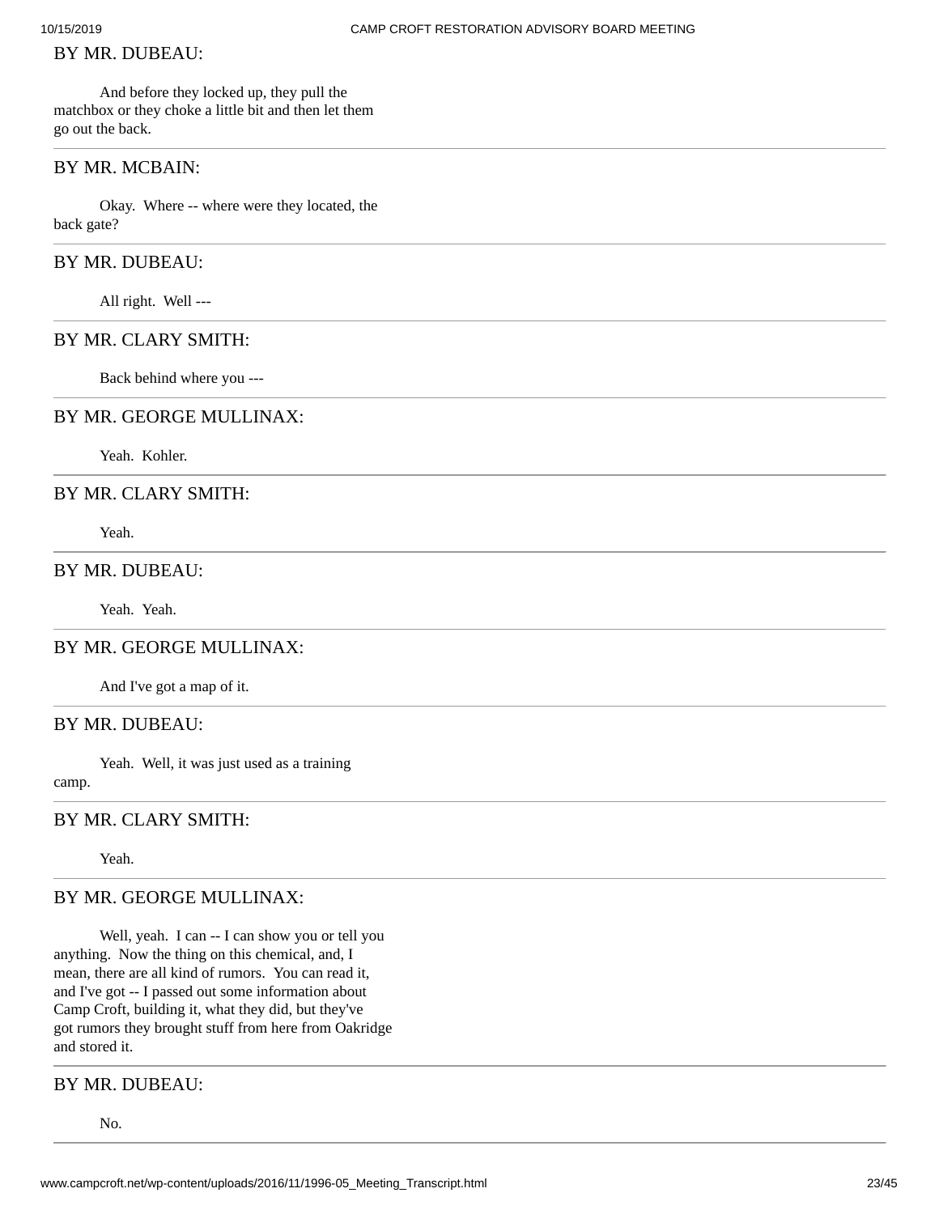BY MR. DUBEAU:

And before they locked up, they pull the matchbox or they choke a little bit and then let them go out the back.

---

BY MR. MCBAIN:

Okay. Where -- where were they located, the back gate?

---

BY MR. DUBEAU:

All right. Well ---

---

BY MR. CLARY SMITH:

Back behind where you ---

---

BY MR. GEORGE MULLINAX:

Yeah. Kohler.

---

BY MR. CLARY SMITH:

Yeah.

---

BY MR. DUBEAU:

Yeah. Yeah.

---

BY MR. GEORGE MULLINAX:

And I've got a map of it.

---

BY MR. DUBEAU:

Yeah. Well, it was just used as a training camp.

---

BY MR. CLARY SMITH:

Yeah.

---

BY MR. GEORGE MULLINAX:

Well, yeah. I can -- I can show you or tell you anything. Now the thing on this chemical, and, I mean, there are all kind of rumors. You can read it, and I've got -- I passed out some information about Camp Croft, building it, what they did, but they've got rumors they brought stuff from here from Oakridge and stored it.

---

BY MR. DUBEAU:

No.

---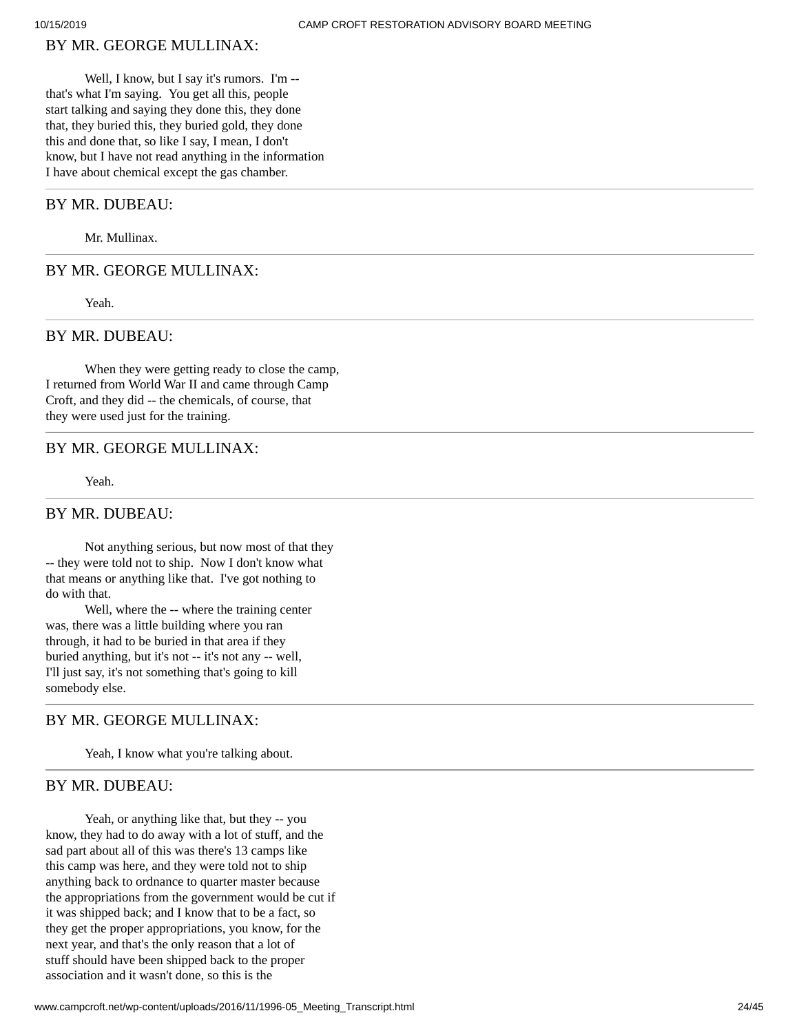BY MR. GEORGE MULLINAX:

Well, I know, but I say it's rumors. I'm -- that's what I'm saying. You get all this, people start talking and saying they done this, they done that, they buried this, they buried gold, they done this and done that, so like I say, I mean, I don't know, but I have not read anything in the information I have about chemical except the gas chamber.

---

BY MR. DUBEAU:

Mr. Mullinax.

---

BY MR. GEORGE MULLINAX:

Yeah.

---

BY MR. DUBEAU:

When they were getting ready to close the camp, I returned from World War II and came through Camp Croft, and they did -- the chemicals, of course, that they were used just for the training.

---

BY MR. GEORGE MULLINAX:

Yeah.

---

BY MR. DUBEAU:

Not anything serious, but now most of that they -- they were told not to ship. Now I don't know what that means or anything like that. I've got nothing to do with that.

Well, where the -- where the training center was, there was a little building where you ran through, it had to be buried in that area if they buried anything, but it's not -- it's not any -- well, I'll just say, it's not something that's going to kill somebody else.

---

BY MR. GEORGE MULLINAX:

Yeah, I know what you're talking about.

---

BY MR. DUBEAU:

Yeah, or anything like that, but they -- you know, they had to do away with a lot of stuff, and the sad part about all of this was there's 13 camps like this camp was here, and they were told not to ship anything back to ordnance to quarter master because the appropriations from the government would be cut if it was shipped back; and I know that to be a fact, so they get the proper appropriations, you know, for the next year, and that's the only reason that a lot of stuff should have been shipped back to the proper association and it wasn't done, so this is the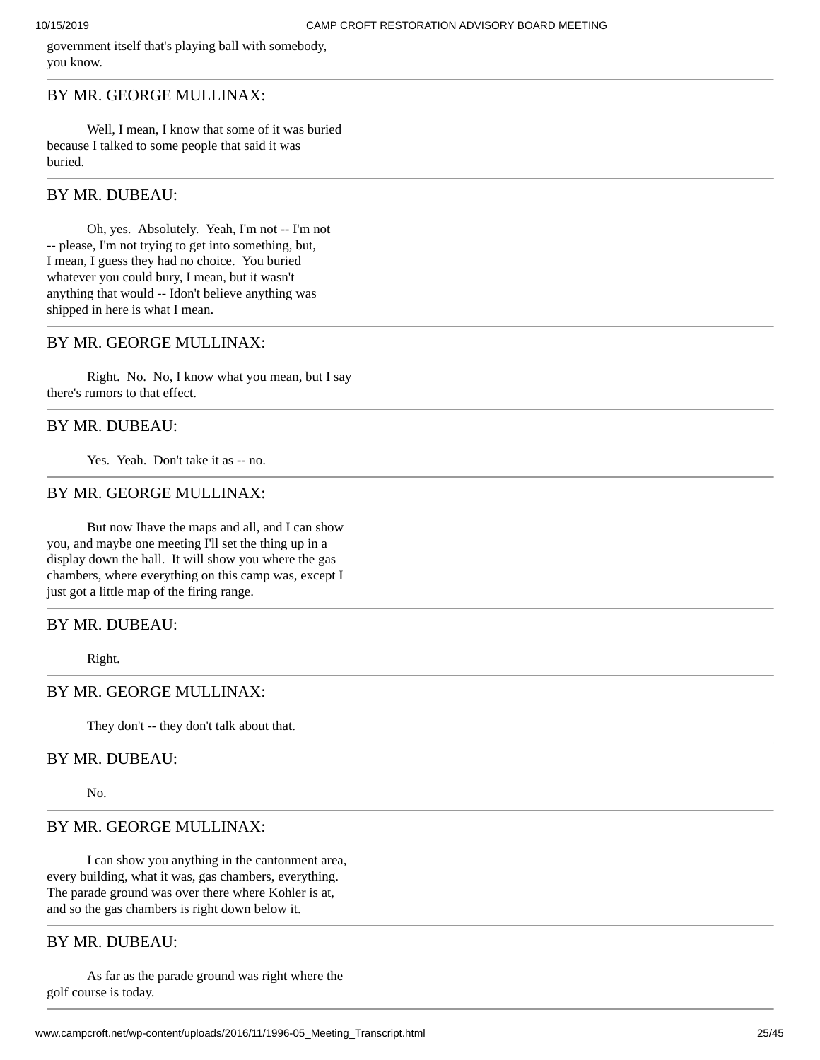government itself that's playing ball with somebody, you know.

---

BY MR. GEORGE MULLINAX:

Well, I mean, I know that some of it was buried because I talked to some people that said it was buried.

---

BY MR. DUBEAU:

Oh, yes. Absolutely. Yeah, I'm not -- I'm not -- please, I'm not trying to get into something, but, I mean, I guess they had no choice. You buried whatever you could bury, I mean, but it wasn't anything that would -- Idon't believe anything was shipped in here is what I mean.

---

BY MR. GEORGE MULLINAX:

Right. No. No, I know what you mean, but I say there's rumors to that effect.

---

BY MR. DUBEAU:

Yes. Yeah. Don't take it as -- no.

---

BY MR. GEORGE MULLINAX:

But now Ihave the maps and all, and I can show you, and maybe one meeting I'll set the thing up in a display down the hall. It will show you where the gas chambers, where everything on this camp was, except I just got a little map of the firing range.

---

BY MR. DUBEAU:

Right.

---

BY MR. GEORGE MULLINAX:

They don't -- they don't talk about that.

---

BY MR. DUBEAU:

No.

---

BY MR. GEORGE MULLINAX:

I can show you anything in the cantonment area, every building, what it was, gas chambers, everything. The parade ground was over there where Kohler is at, and so the gas chambers is right down below it.

---

BY MR. DUBEAU:

As far as the parade ground was right where the golf course is today.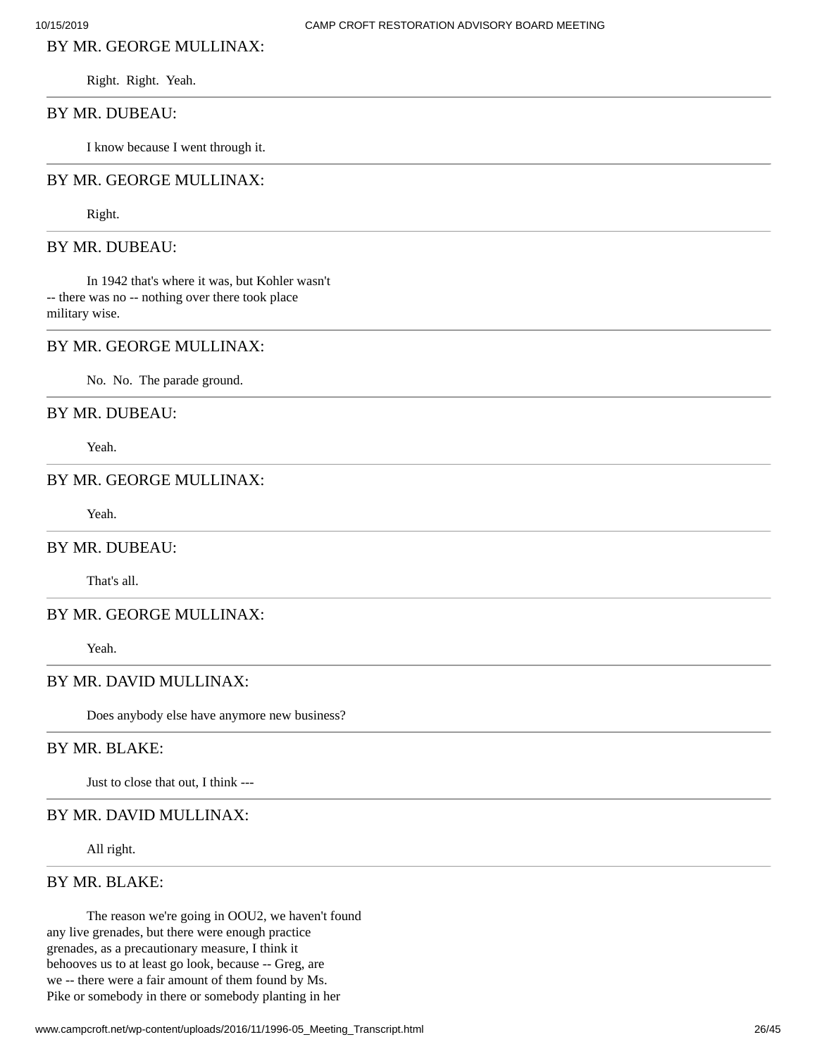BY MR. GEORGE MULLINAX:

Right. Right. Yeah.

---

BY MR. DUBEAU:

I know because I went through it.

---

BY MR. GEORGE MULLINAX:

Right.

---

BY MR. DUBEAU:

In 1942 that's where it was, but Kohler wasn't -- there was no -- nothing over there took place military wise.

---

BY MR. GEORGE MULLINAX:

No. No. The parade ground.

---

BY MR. DUBEAU:

Yeah.

---

BY MR. GEORGE MULLINAX:

Yeah.

---

BY MR. DUBEAU:

That's all.

---

BY MR. GEORGE MULLINAX:

Yeah.

---

BY MR. DAVID MULLINAX:

Does anybody else have anymore new business?

---

BY MR. BLAKE:

Just to close that out, I think ---

---

BY MR. DAVID MULLINAX:

All right.

---

BY MR. BLAKE:

The reason we're going in OOU2, we haven't found any live grenades, but there were enough practice grenades, as a precautionary measure, I think it behooves us to at least go look, because -- Greg, are we -- there were a fair amount of them found by Ms. Pike or somebody in there or somebody planting in her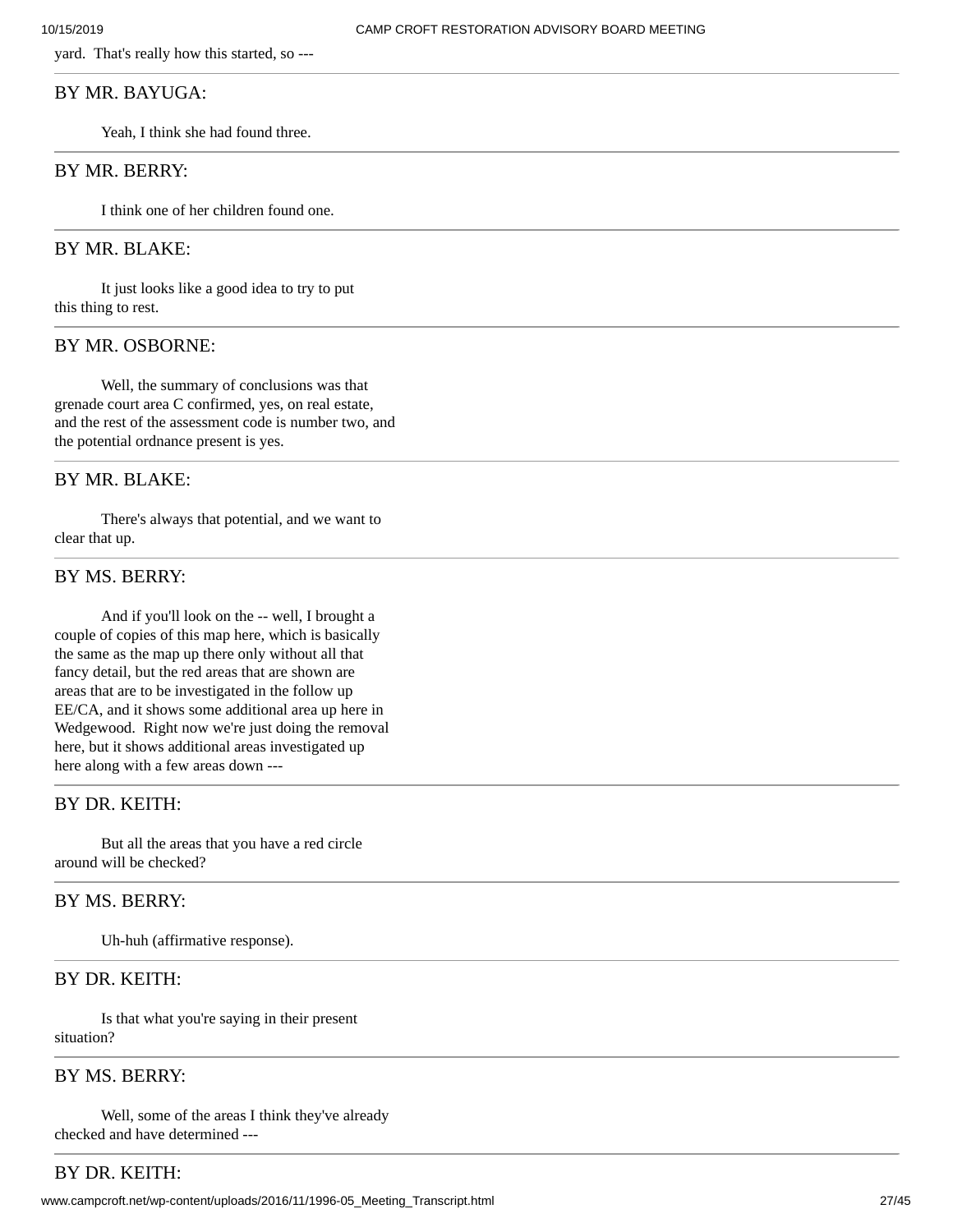yard. That's really how this started, so ---

BY MR. BAYUGA:

Yeah, I think she had found three.

BY MR. BERRY:

I think one of her children found one.

BY MR. BLAKE:

It just looks like a good idea to try to put this thing to rest.

BY MR. OSBORNE:

Well, the summary of conclusions was that grenade court area C confirmed, yes, on real estate, and the rest of the assessment code is number two, and the potential ordnance present is yes.

BY MR. BLAKE:

There's always that potential, and we want to clear that up.

BY MS. BERRY:

And if you'll look on the -- well, I brought a couple of copies of this map here, which is basically the same as the map up there only without all that fancy detail, but the red areas that are shown are areas that are to be investigated in the follow up EE/CA, and it shows some additional area up here in Wedgewood. Right now we're just doing the removal here, but it shows additional areas investigated up here along with a few areas down ---

BY DR. KEITH:

But all the areas that you have a red circle around will be checked?

BY MS. BERRY:

Uh-huh (affirmative response).

BY DR. KEITH:

Is that what you're saying in their present situation?

BY MS. BERRY:

Well, some of the areas I think they've already checked and have determined ---

BY DR. KEITH: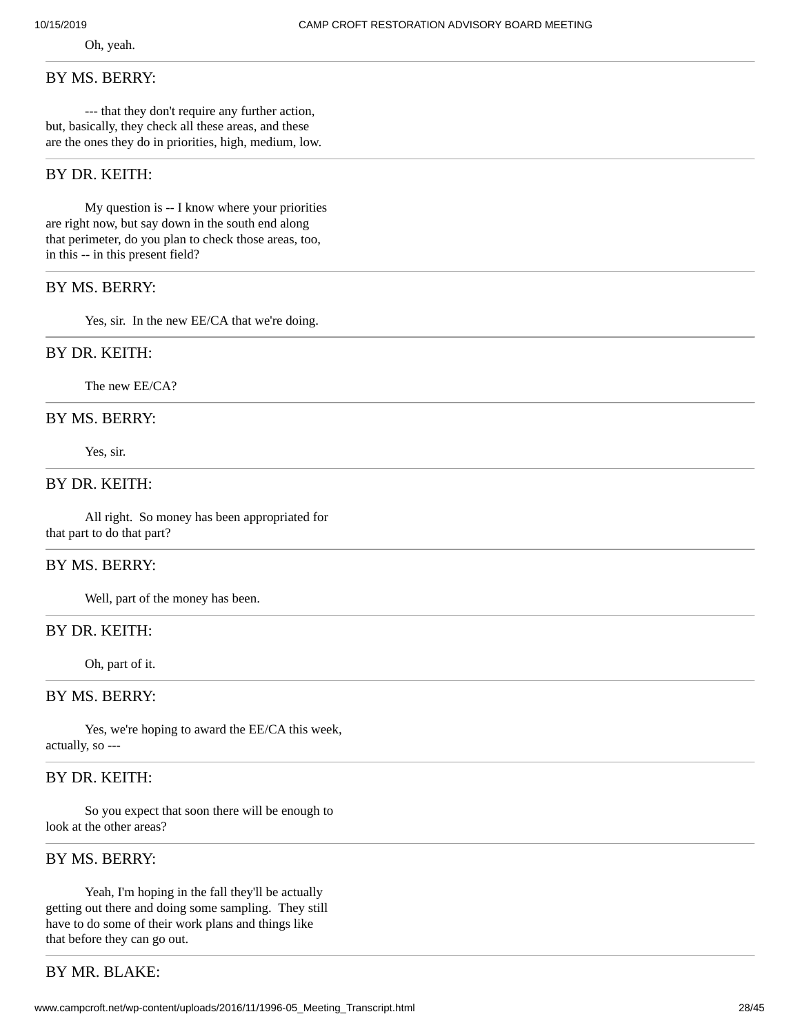Oh, yeah.

---

BY MS. BERRY:

--- that they don't require any further action, but, basically, they check all these areas, and these are the ones they do in priorities, high, medium, low.

---

BY DR. KEITH:

My question is -- I know where your priorities are right now, but say down in the south end along that perimeter, do you plan to check those areas, too, in this -- in this present field?

---

BY MS. BERRY:

Yes, sir. In the new EE/CA that we're doing.

---

BY DR. KEITH:

The new EE/CA?

---

BY MS. BERRY:

Yes, sir.

---

BY DR. KEITH:

All right. So money has been appropriated for that part to do that part?

---

BY MS. BERRY:

Well, part of the money has been.

---

BY DR. KEITH:

Oh, part of it.

---

BY MS. BERRY:

Yes, we're hoping to award the EE/CA this week, actually, so ---

---

BY DR. KEITH:

So you expect that soon there will be enough to look at the other areas?

---

BY MS. BERRY:

Yeah, I'm hoping in the fall they'll be actually getting out there and doing some sampling. They still have to do some of their work plans and things like that before they can go out.

---

BY MR. BLAKE: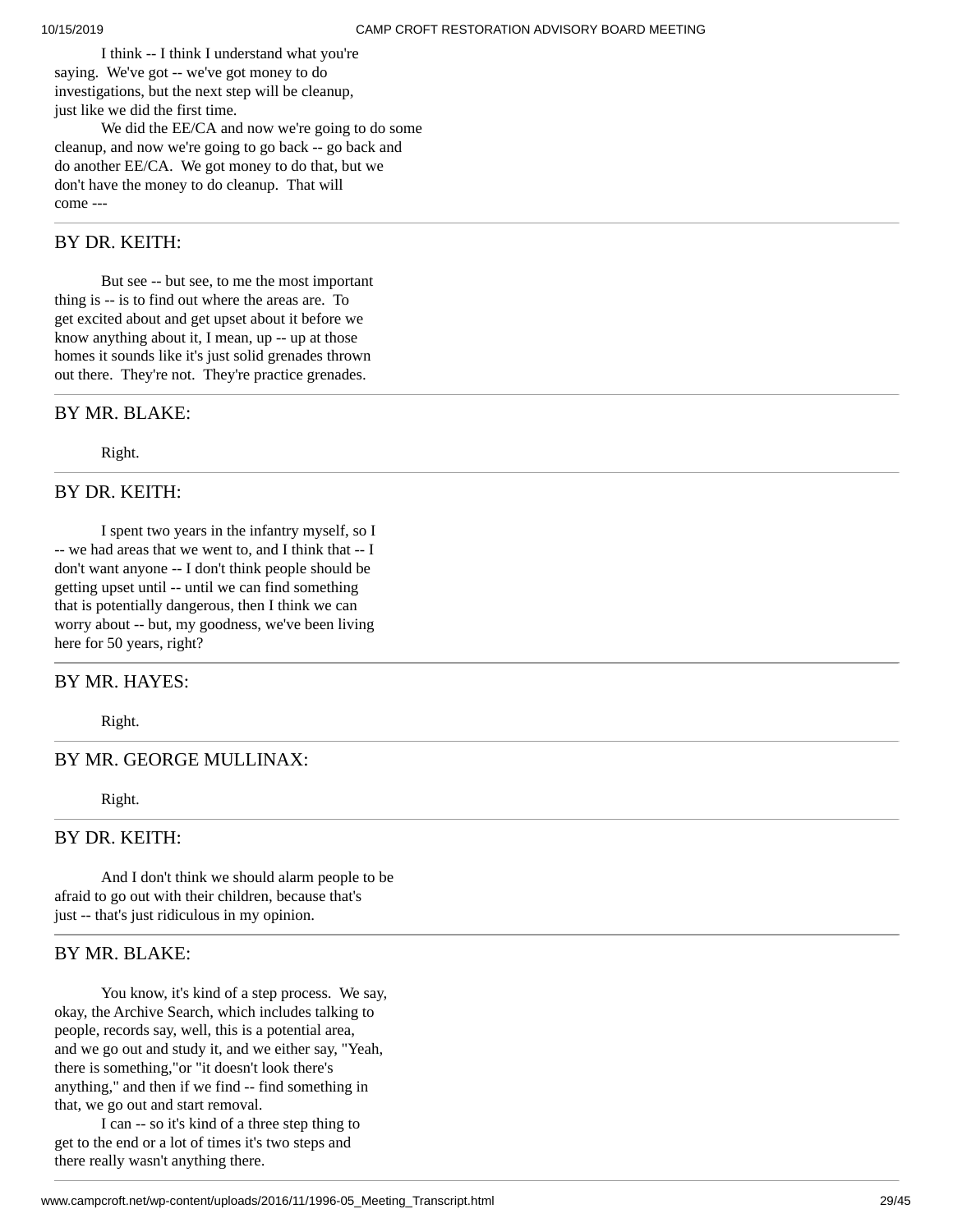I think -- I think I understand what you're saying. We've got -- we've got money to do investigations, but the next step will be cleanup, just like we did the first time.

We did the EE/CA and now we're going to do some cleanup, and now we're going to go back -- go back and do another EE/CA. We got money to do that, but we don't have the money to do cleanup. That will come ---

---

BY DR. KEITH:

But see -- but see, to me the most important thing is -- is to find out where the areas are. To get excited about and get upset about it before we know anything about it, I mean, up -- up at those homes it sounds like it's just solid grenades thrown out there. They're not. They're practice grenades.

---

BY MR. BLAKE:

Right.

---

BY DR. KEITH:

I spent two years in the infantry myself, so I -- we had areas that we went to, and I think that -- I don't want anyone -- I don't think people should be getting upset until -- until we can find something that is potentially dangerous, then I think we can worry about -- but, my goodness, we've been living here for 50 years, right?

---

BY MR. HAYES:

Right.

---

BY MR. GEORGE MULLINAX:

Right.

---

BY DR. KEITH:

And I don't think we should alarm people to be afraid to go out with their children, because that's just -- that's just ridiculous in my opinion.

---

BY MR. BLAKE:

You know, it's kind of a step process. We say, okay, the Archive Search, which includes talking to people, records say, well, this is a potential area, and we go out and study it, and we either say, "Yeah, there is something,"or "it doesn't look there's anything," and then if we find -- find something in that, we go out and start removal.

I can -- so it's kind of a three step thing to get to the end or a lot of times it's two steps and there really wasn't anything there.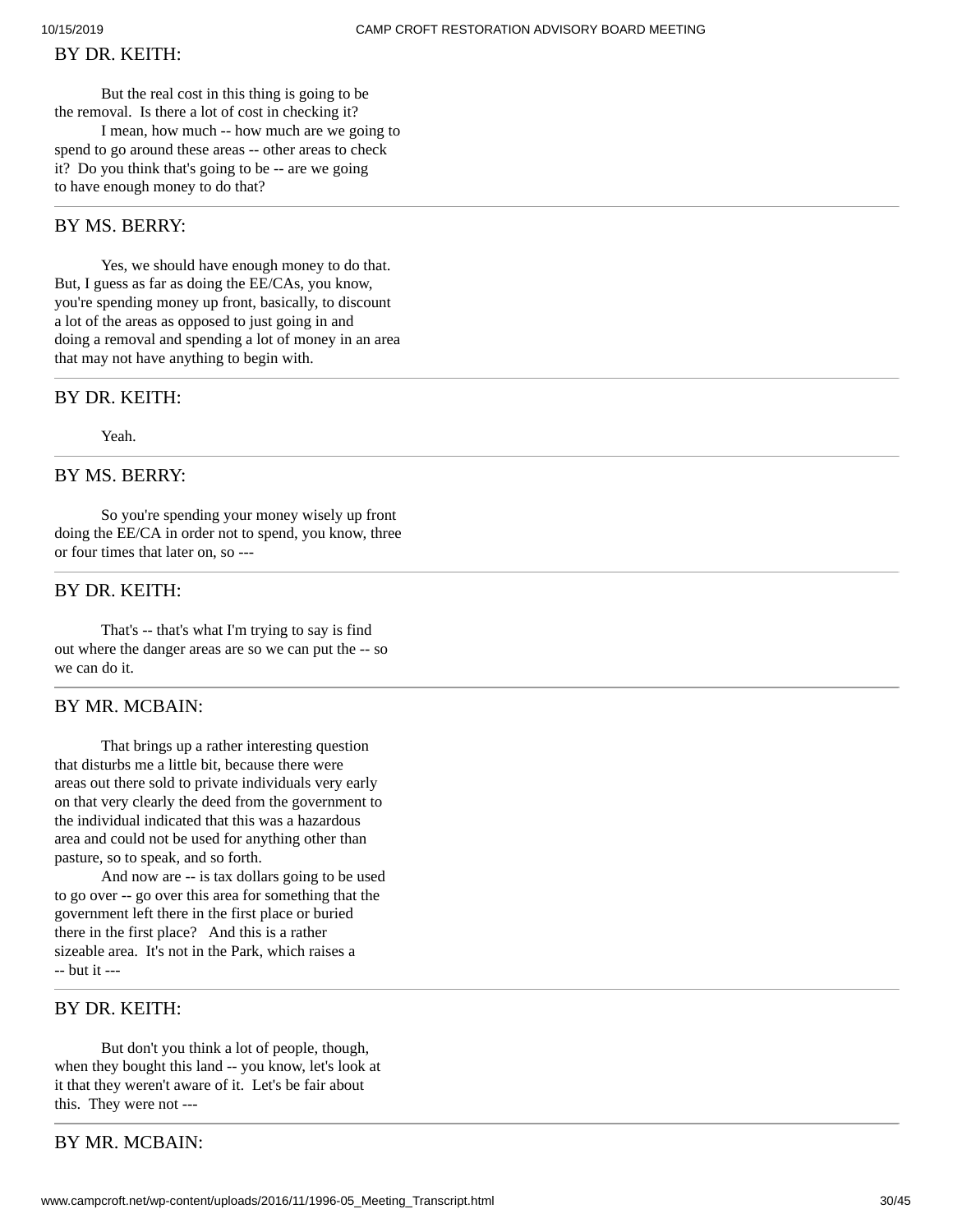BY DR. KEITH:

But the real cost in this thing is going to be the removal. Is there a lot of cost in checking it?

I mean, how much -- how much are we going to spend to go around these areas -- other areas to check it? Do you think that's going to be -- are we going to have enough money to do that?

---

BY MS. BERRY:

Yes, we should have enough money to do that. But, I guess as far as doing the EE/CAs, you know, you're spending money up front, basically, to discount a lot of the areas as opposed to just going in and doing a removal and spending a lot of money in an area that may not have anything to begin with.

---

BY DR. KEITH:

Yeah.

---

BY MS. BERRY:

So you're spending your money wisely up front doing the EE/CA in order not to spend, you know, three or four times that later on, so ---

---

BY DR. KEITH:

That's -- that's what I'm trying to say is find out where the danger areas are so we can put the -- so we can do it.

---

BY MR. MCBAIN:

That brings up a rather interesting question that disturbs me a little bit, because there were areas out there sold to private individuals very early on that very clearly the deed from the government to the individual indicated that this was a hazardous area and could not be used for anything other than pasture, so to speak, and so forth.

And now are -- is tax dollars going to be used to go over -- go over this area for something that the government left there in the first place or buried there in the first place? And this is a rather sizeable area. It's not in the Park, which raises a -- but it ---

---

BY DR. KEITH:

But don't you think a lot of people, though, when they bought this land -- you know, let's look at it that they weren't aware of it. Let's be fair about this. They were not ---

---

BY MR. MCBAIN: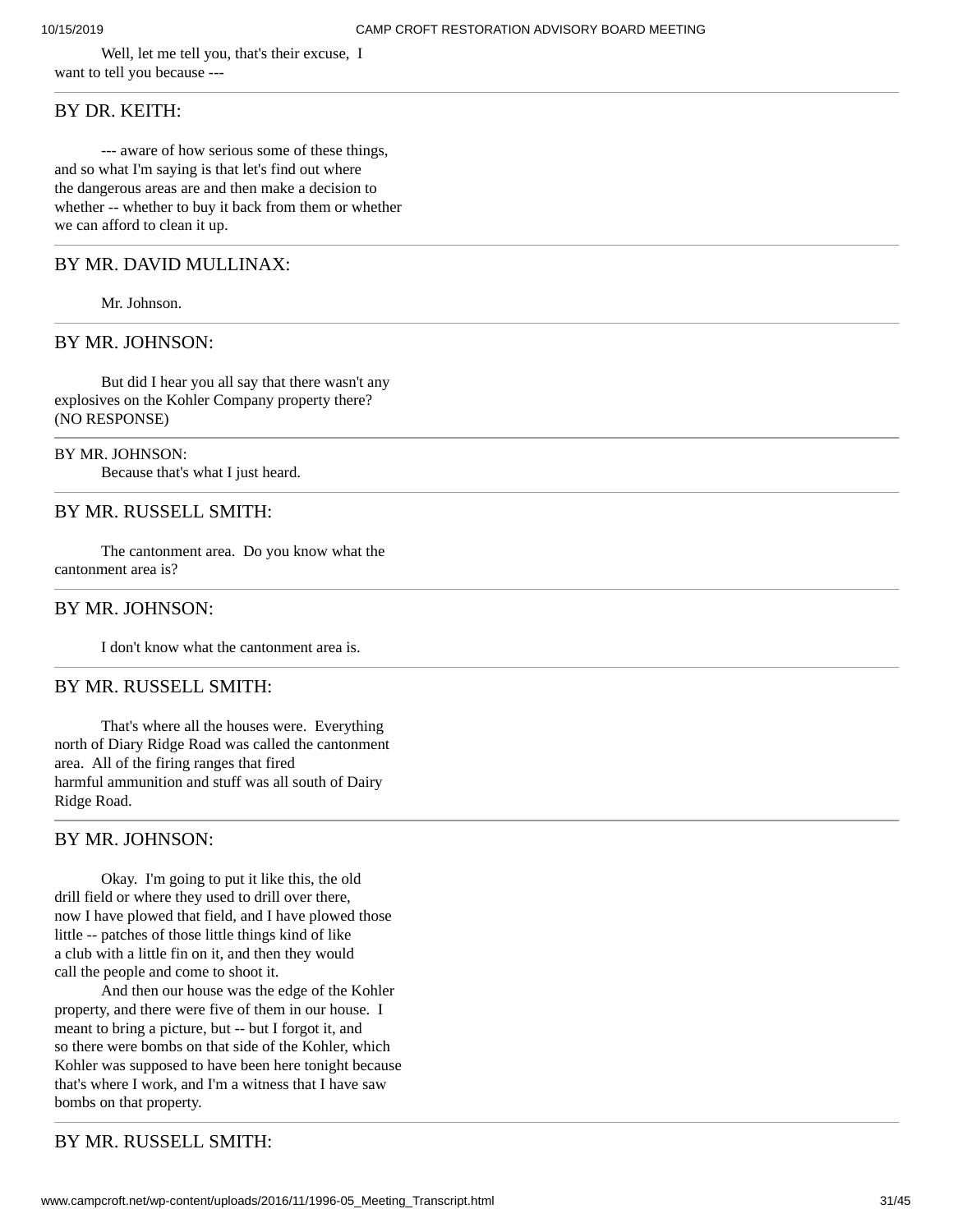Well, let me tell you, that's their excuse, I want to tell you because ---

BY DR. KEITH:

--- aware of how serious some of these things, and so what I'm saying is that let's find out where the dangerous areas are and then make a decision to whether -- whether to buy it back from them or whether we can afford to clean it up.

BY MR. DAVID MULLINAX:

Mr. Johnson.

BY MR. JOHNSON:

But did I hear you all say that there wasn't any explosives on the Kohler Company property there? (NO RESPONSE)

BY MR. JOHNSON:

Because that's what I just heard.

BY MR. RUSSELL SMITH:

The cantonment area. Do you know what the cantonment area is?

BY MR. JOHNSON:

I don't know what the cantonment area is.

BY MR. RUSSELL SMITH:

That's where all the houses were. Everything north of Diary Ridge Road was called the cantonment area. All of the firing ranges that fired harmful ammunition and stuff was all south of Dairy Ridge Road.

BY MR. JOHNSON:

Okay. I'm going to put it like this, the old drill field or where they used to drill over there, now I have plowed that field, and I have plowed those little -- patches of those little things kind of like a club with a little fin on it, and then they would call the people and come to shoot it.

And then our house was the edge of the Kohler property, and there were five of them in our house. I meant to bring a picture, but -- but I forgot it, and so there were bombs on that side of the Kohler, which Kohler was supposed to have been here tonight because that's where I work, and I'm a witness that I have saw bombs on that property.

BY MR. RUSSELL SMITH: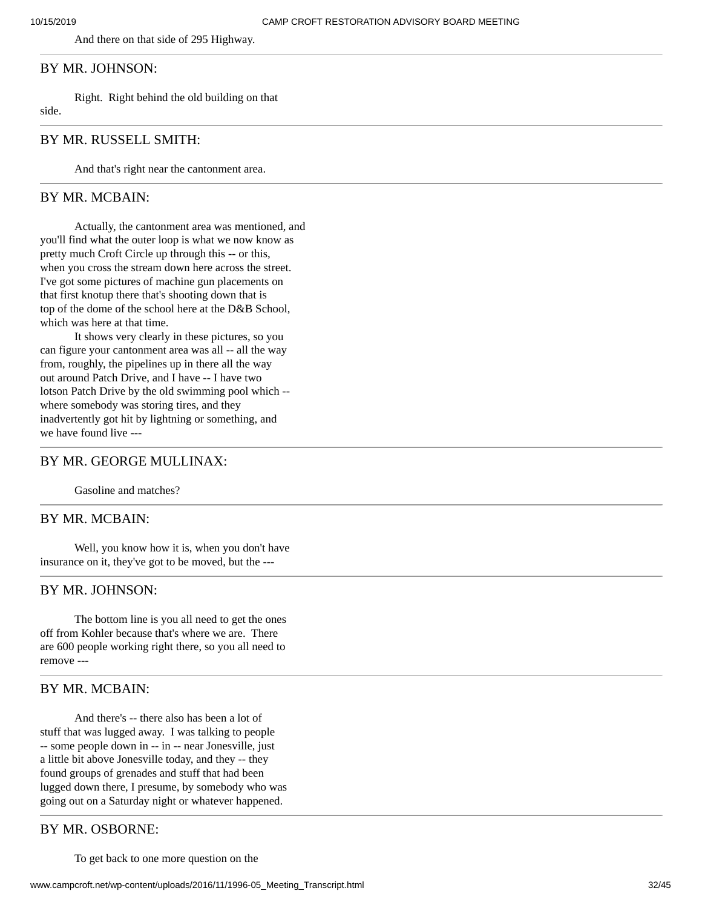And there on that side of 295 Highway.

---

## BY MR. JOHNSON:

Right. Right behind the old building on that side.

---

## BY MR. RUSSELL SMITH:

And that's right near the cantonment area.

---

## BY MR. MCBAIN:

Actually, the cantonment area was mentioned, and you'll find what the outer loop is what we now know as pretty much Croft Circle up through this -- or this, when you cross the stream down here across the street. I've got some pictures of machine gun placements on that first knotup there that's shooting down that is top of the dome of the school here at the D&B School, which was here at that time.

It shows very clearly in these pictures, so you can figure your cantonment area was all -- all the way from, roughly, the pipelines up in there all the way out around Patch Drive, and I have -- I have two lotson Patch Drive by the old swimming pool which -- where somebody was storing tires, and they inadvertently got hit by lightning or something, and we have found live ---

---

## BY MR. GEORGE MULLINAX:

Gasoline and matches?

---

## BY MR. MCBAIN:

Well, you know how it is, when you don't have insurance on it, they've got to be moved, but the ---

---

## BY MR. JOHNSON:

The bottom line is you all need to get the ones off from Kohler because that's where we are. There are 600 people working right there, so you all need to remove ---

---

## BY MR. MCBAIN:

And there's -- there also has been a lot of stuff that was lugged away. I was talking to people -- some people down in -- in -- near Jonesville, just a little bit above Jonesville today, and they -- they found groups of grenades and stuff that had been lugged down there, I presume, by somebody who was going out on a Saturday night or whatever happened.

---

## BY MR. OSBORNE:

To get back to one more question on the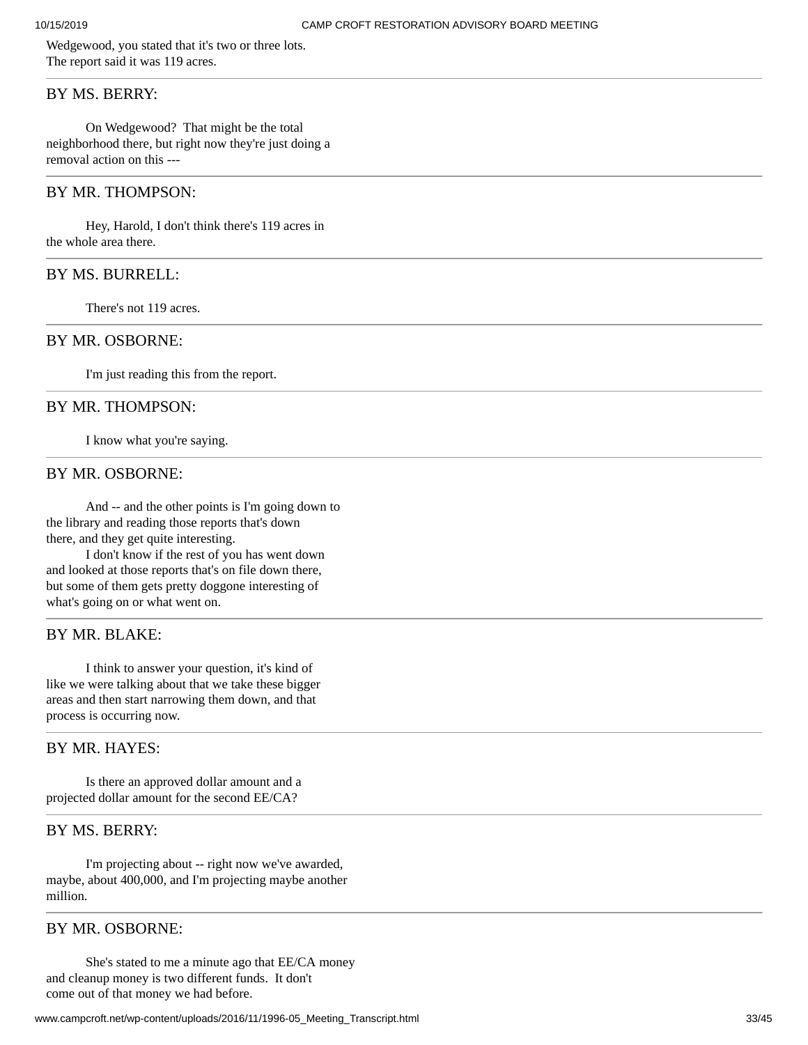Wedgewood, you stated that it's two or three lots. The report said it was 119 acres.

BY MS. BERRY:

On Wedgewood? That might be the total neighborhood there, but right now they're just doing a removal action on this ---

BY MR. THOMPSON:

Hey, Harold, I don't think there's 119 acres in the whole area there.

BY MS. BURRELL:

There's not 119 acres.

BY MR. OSBORNE:

I'm just reading this from the report.

BY MR. THOMPSON:

I know what you're saying.

BY MR. OSBORNE:

And -- and the other points is I'm going down to the library and reading those reports that's down there, and they get quite interesting.

I don't know if the rest of you has went down and looked at those reports that's on file down there, but some of them gets pretty doggone interesting of what's going on or what went on.

BY MR. BLAKE:

I think to answer your question, it's kind of like we were talking about that we take these bigger areas and then start narrowing them down, and that process is occurring now.

BY MR. HAYES:

Is there an approved dollar amount and a projected dollar amount for the second EE/CA?

BY MS. BERRY:

I'm projecting about -- right now we've awarded, maybe, about 400,000, and I'm projecting maybe another million.

BY MR. OSBORNE:

She's stated to me a minute ago that EE/CA money and cleanup money is two different funds. It don't come out of that money we had before.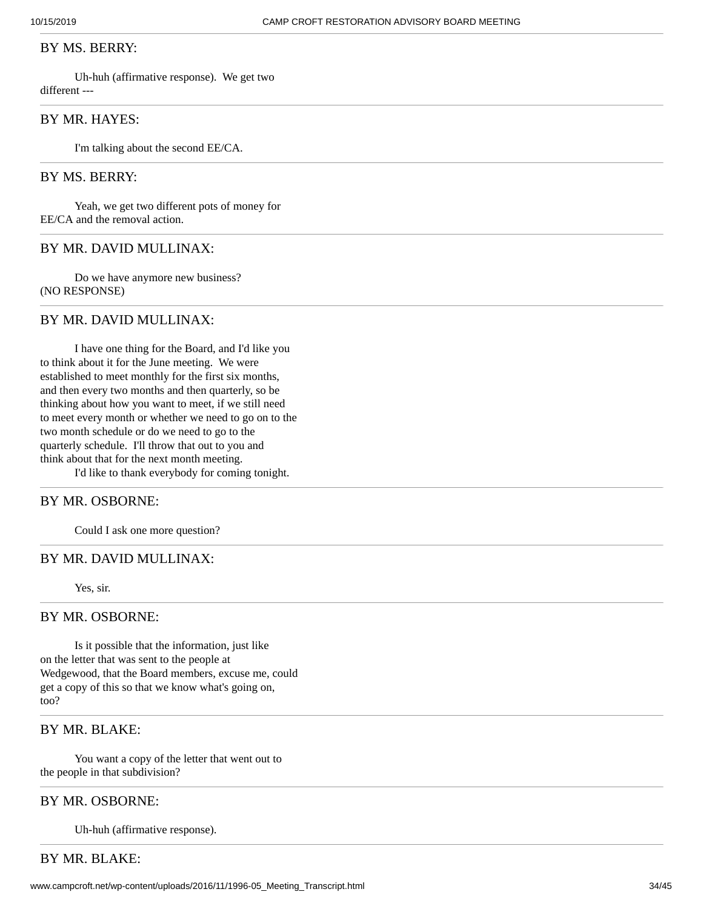BY MS. BERRY:

Uh-huh (affirmative response). We get two different ---

BY MR. HAYES:

I'm talking about the second EE/CA.

BY MS. BERRY:

Yeah, we get two different pots of money for EE/CA and the removal action.

BY MR. DAVID MULLINAX:

Do we have anymore new business?
(NO RESPONSE)

BY MR. DAVID MULLINAX:

I have one thing for the Board, and I'd like you to think about it for the June meeting. We were established to meet monthly for the first six months, and then every two months and then quarterly, so be thinking about how you want to meet, if we still need to meet every month or whether we need to go on to the two month schedule or do we need to go to the quarterly schedule. I'll throw that out to you and think about that for the next month meeting.

I'd like to thank everybody for coming tonight.

BY MR. OSBORNE:

Could I ask one more question?

BY MR. DAVID MULLINAX:

Yes, sir.

BY MR. OSBORNE:

Is it possible that the information, just like on the letter that was sent to the people at Wedgewood, that the Board members, excuse me, could get a copy of this so that we know what's going on, too?

BY MR. BLAKE:

You want a copy of the letter that went out to the people in that subdivision?

BY MR. OSBORNE:

Uh-huh (affirmative response).

BY MR. BLAKE: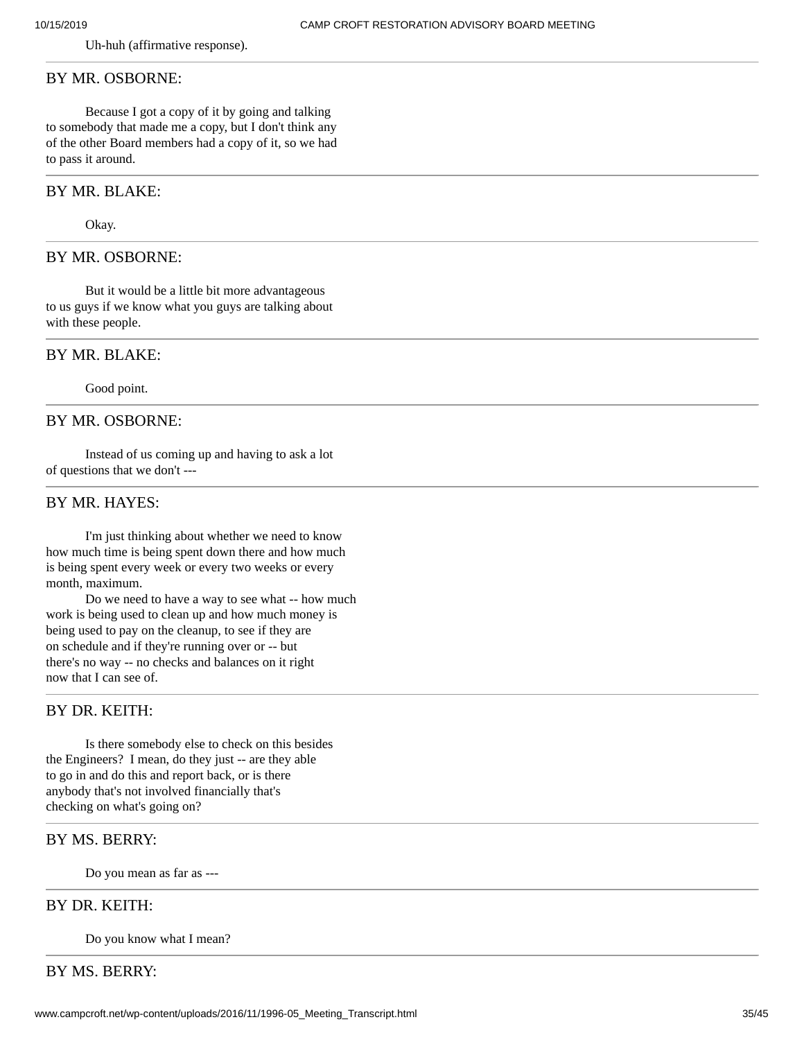Uh-huh (affirmative response).

BY MR. OSBORNE:

Because I got a copy of it by going and talking to somebody that made me a copy, but I don't think any of the other Board members had a copy of it, so we had to pass it around.

BY MR. BLAKE:

Okay.

BY MR. OSBORNE:

But it would be a little bit more advantageous to us guys if we know what you guys are talking about with these people.

BY MR. BLAKE:

Good point.

BY MR. OSBORNE:

Instead of us coming up and having to ask a lot of questions that we don't ---

BY MR. HAYES:

I'm just thinking about whether we need to know how much time is being spent down there and how much is being spent every week or every two weeks or every month, maximum.

Do we need to have a way to see what -- how much work is being used to clean up and how much money is being used to pay on the cleanup, to see if they are on schedule and if they're running over or -- but there's no way -- no checks and balances on it right now that I can see of.

BY DR. KEITH:

Is there somebody else to check on this besides the Engineers? I mean, do they just -- are they able to go in and do this and report back, or is there anybody that's not involved financially that's checking on what's going on?

BY MS. BERRY:

Do you mean as far as ---

BY DR. KEITH:

Do you know what I mean?

BY MS. BERRY: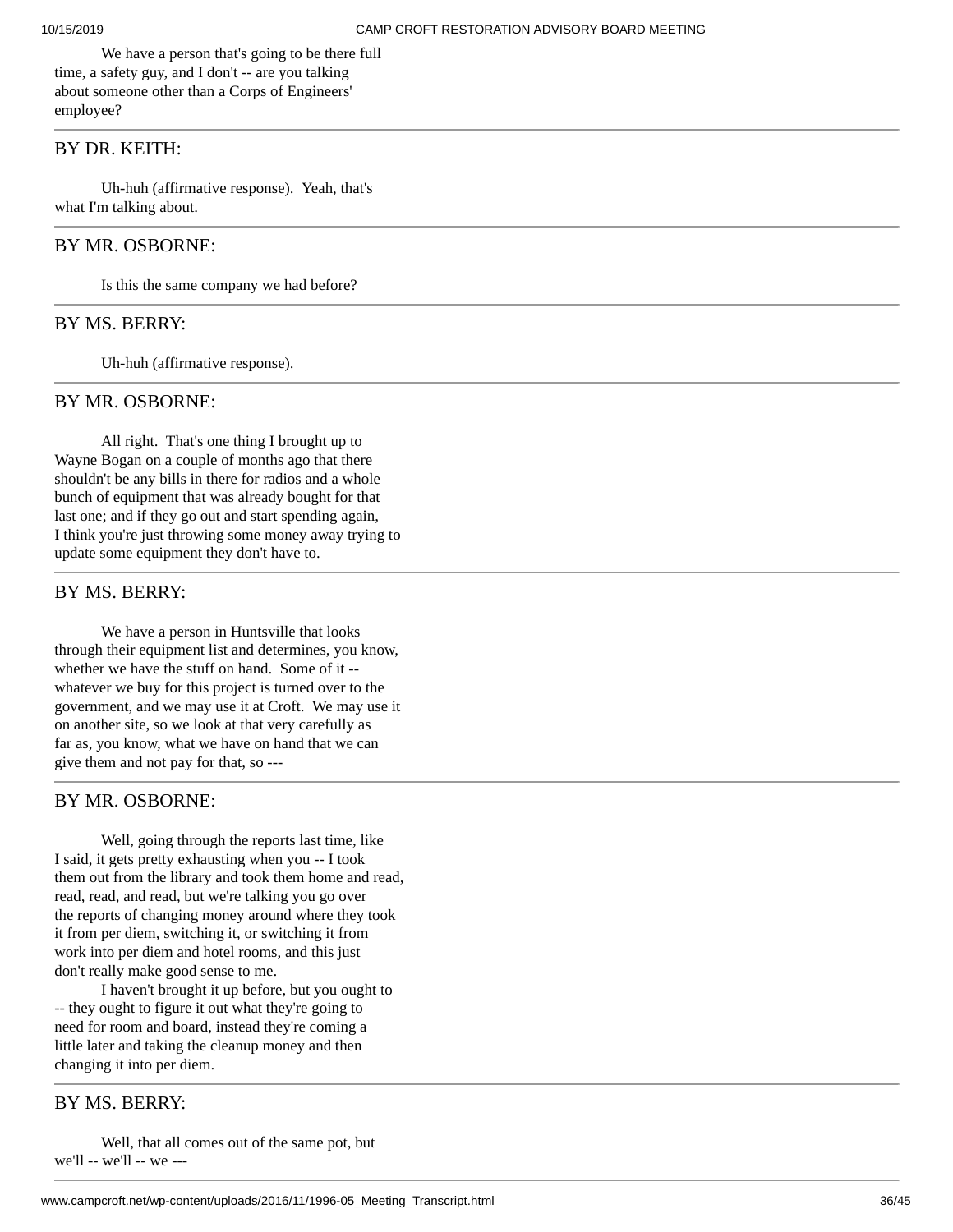We have a person that's going to be there full time, a safety guy, and I don't -- are you talking about someone other than a Corps of Engineers' employee?

---

BY DR. KEITH:

Uh-huh (affirmative response). Yeah, that's what I'm talking about.

---

BY MR. OSBORNE:

Is this the same company we had before?

---

BY MS. BERRY:

Uh-huh (affirmative response).

---

BY MR. OSBORNE:

All right. That's one thing I brought up to Wayne Bogan on a couple of months ago that there shouldn't be any bills in there for radios and a whole bunch of equipment that was already bought for that last one; and if they go out and start spending again, I think you're just throwing some money away trying to update some equipment they don't have to.

---

BY MS. BERRY:

We have a person in Huntsville that looks through their equipment list and determines, you know, whether we have the stuff on hand. Some of it -- whatever we buy for this project is turned over to the government, and we may use it at Croft. We may use it on another site, so we look at that very carefully as far as, you know, what we have on hand that we can give them and not pay for that, so ---

---

BY MR. OSBORNE:

Well, going through the reports last time, like I said, it gets pretty exhausting when you -- I took them out from the library and took them home and read, read, read, and read, but we're talking you go over the reports of changing money around where they took it from per diem, switching it, or switching it from work into per diem and hotel rooms, and this just don't really make good sense to me.

I haven't brought it up before, but you ought to -- they ought to figure it out what they're going to need for room and board, instead they're coming a little later and taking the cleanup money and then changing it into per diem.

---

BY MS. BERRY:

Well, that all comes out of the same pot, but we'll -- we'll -- we ---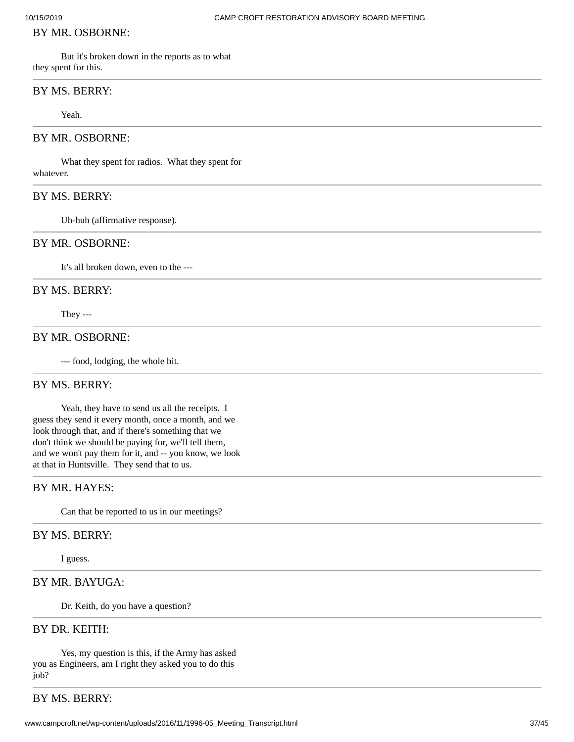BY MR. OSBORNE:

But it's broken down in the reports as to what they spent for this.

BY MS. BERRY:

Yeah.

BY MR. OSBORNE:

What they spent for radios. What they spent for whatever.

BY MS. BERRY:

Uh-huh (affirmative response).

BY MR. OSBORNE:

It's all broken down, even to the ---

BY MS. BERRY:

They ---

BY MR. OSBORNE:

--- food, lodging, the whole bit.

BY MS. BERRY:

Yeah, they have to send us all the receipts. I guess they send it every month, once a month, and we look through that, and if there's something that we don't think we should be paying for, we'll tell them, and we won't pay them for it, and -- you know, we look at that in Huntsville. They send that to us.

BY MR. HAYES:

Can that be reported to us in our meetings?

BY MS. BERRY:

I guess.

BY MR. BAYUGA:

Dr. Keith, do you have a question?

BY DR. KEITH:

Yes, my question is this, if the Army has asked you as Engineers, am I right they asked you to do this job?

BY MS. BERRY: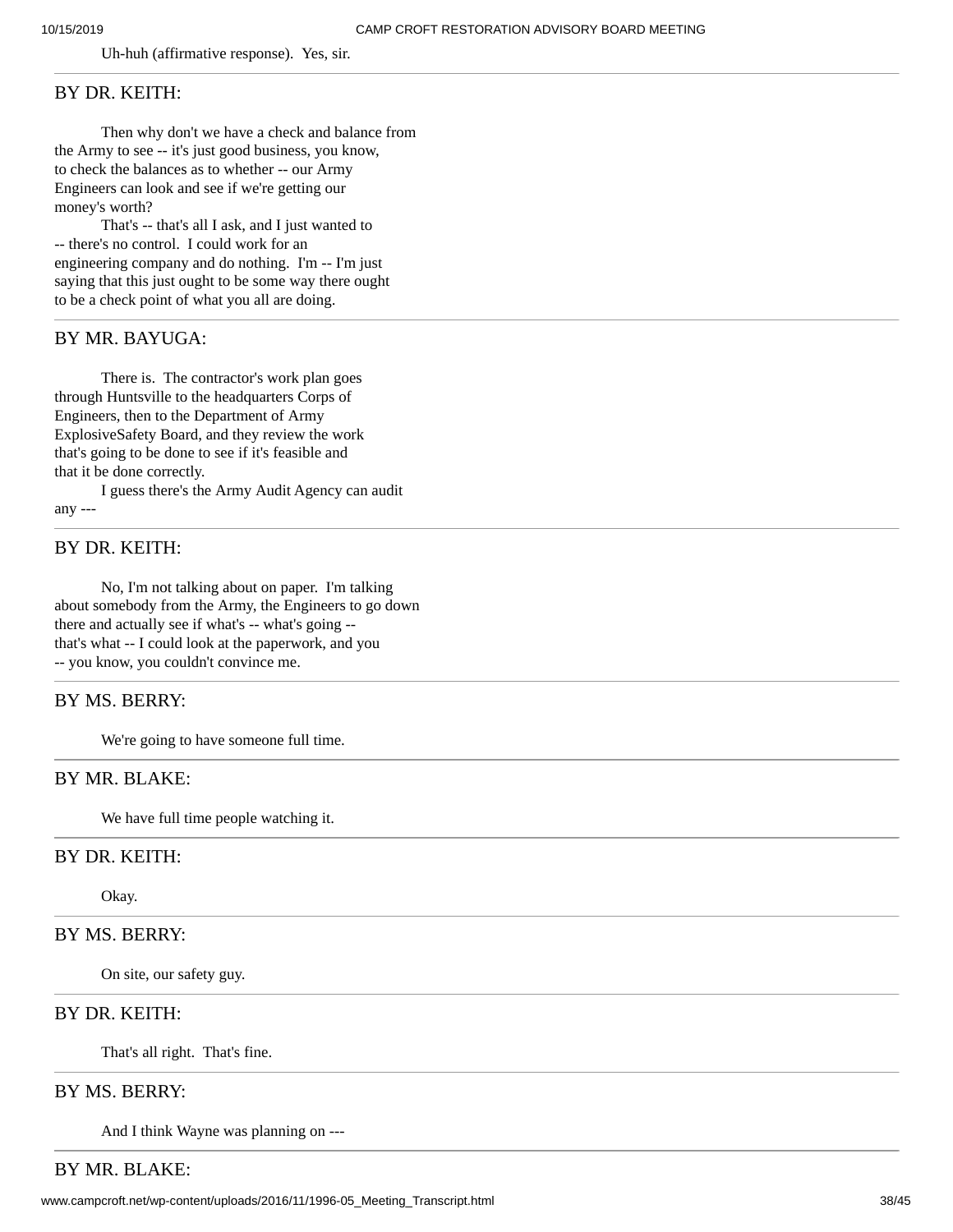Uh-huh (affirmative response). Yes, sir.

---

BY DR. KEITH:

Then why don't we have a check and balance from the Army to see -- it's just good business, you know, to check the balances as to whether -- our Army Engineers can look and see if we're getting our money's worth?

That's -- that's all I ask, and I just wanted to -- there's no control. I could work for an engineering company and do nothing. I'm -- I'm just saying that this just ought to be some way there ought to be a check point of what you all are doing.

---

BY MR. BAYUGA:

There is. The contractor's work plan goes through Huntsville to the headquarters Corps of Engineers, then to the Department of Army ExplosiveSafety Board, and they review the work that's going to be done to see if it's feasible and that it be done correctly.

I guess there's the Army Audit Agency can audit any ---

---

BY DR. KEITH:

No, I'm not talking about on paper. I'm talking about somebody from the Army, the Engineers to go down there and actually see if what's -- what's going -- that's what -- I could look at the paperwork, and you -- you know, you couldn't convince me.

---

BY MS. BERRY:

We're going to have someone full time.

---

BY MR. BLAKE:

We have full time people watching it.

---

BY DR. KEITH:

Okay.

---

BY MS. BERRY:

On site, our safety guy.

---

BY DR. KEITH:

That's all right. That's fine.

---

BY MS. BERRY:

And I think Wayne was planning on ---

---

BY MR. BLAKE: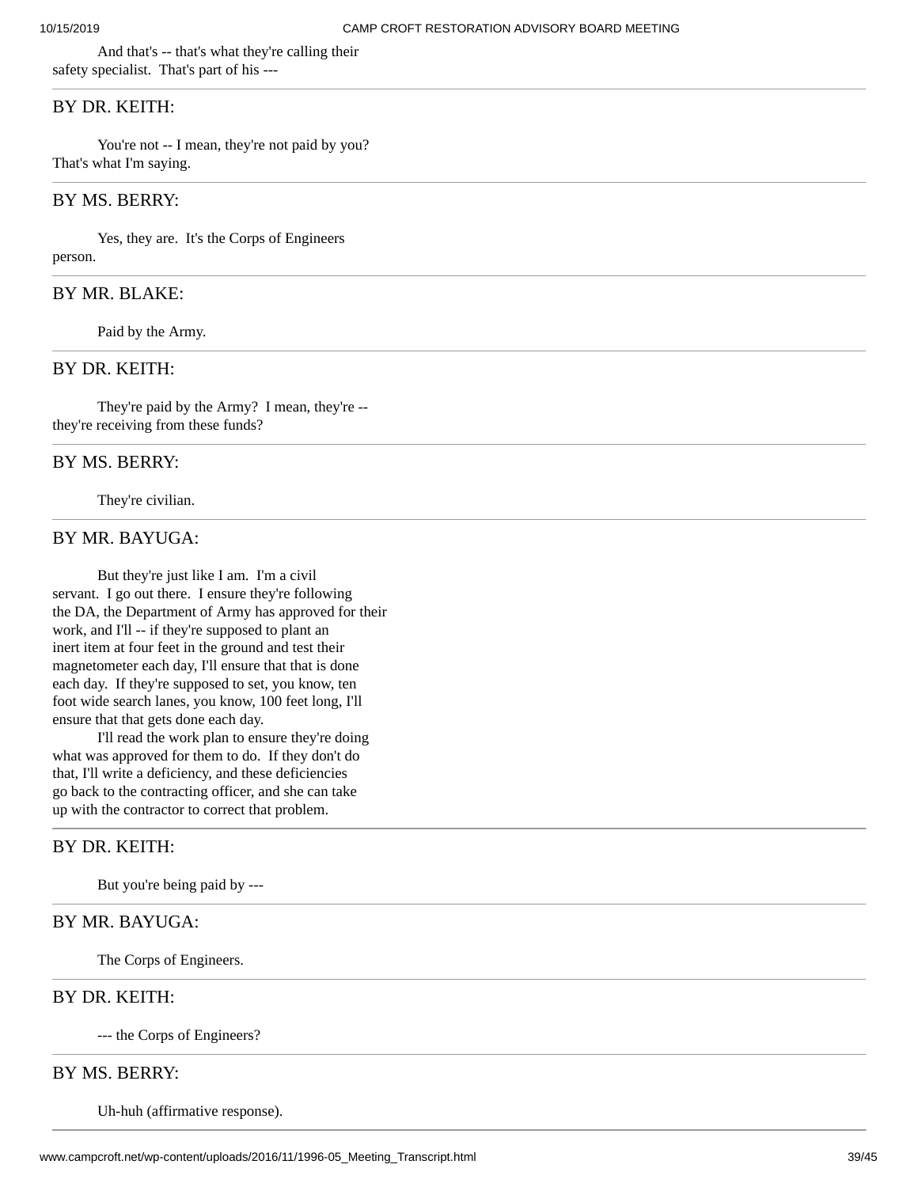And that's -- that's what they're calling their safety specialist. That's part of his ---

---

BY DR. KEITH:

You're not -- I mean, they're not paid by you? That's what I'm saying.

---

BY MS. BERRY:

Yes, they are. It's the Corps of Engineers person.

---

BY MR. BLAKE:

Paid by the Army.

---

BY DR. KEITH:

They're paid by the Army? I mean, they're -- they're receiving from these funds?

---

BY MS. BERRY:

They're civilian.

---

BY MR. BAYUGA:

But they're just like I am. I'm a civil servant. I go out there. I ensure they're following the DA, the Department of Army has approved for their work, and I'll -- if they're supposed to plant an inert item at four feet in the ground and test their magnetometer each day, I'll ensure that that is done each day. If they're supposed to set, you know, ten foot wide search lanes, you know, 100 feet long, I'll ensure that that gets done each day.

I'll read the work plan to ensure they're doing what was approved for them to do. If they don't do that, I'll write a deficiency, and these deficiencies go back to the contracting officer, and she can take up with the contractor to correct that problem.

---

BY DR. KEITH:

But you're being paid by ---

---

BY MR. BAYUGA:

The Corps of Engineers.

---

BY DR. KEITH:

--- the Corps of Engineers?

---

BY MS. BERRY:

Uh-huh (affirmative response).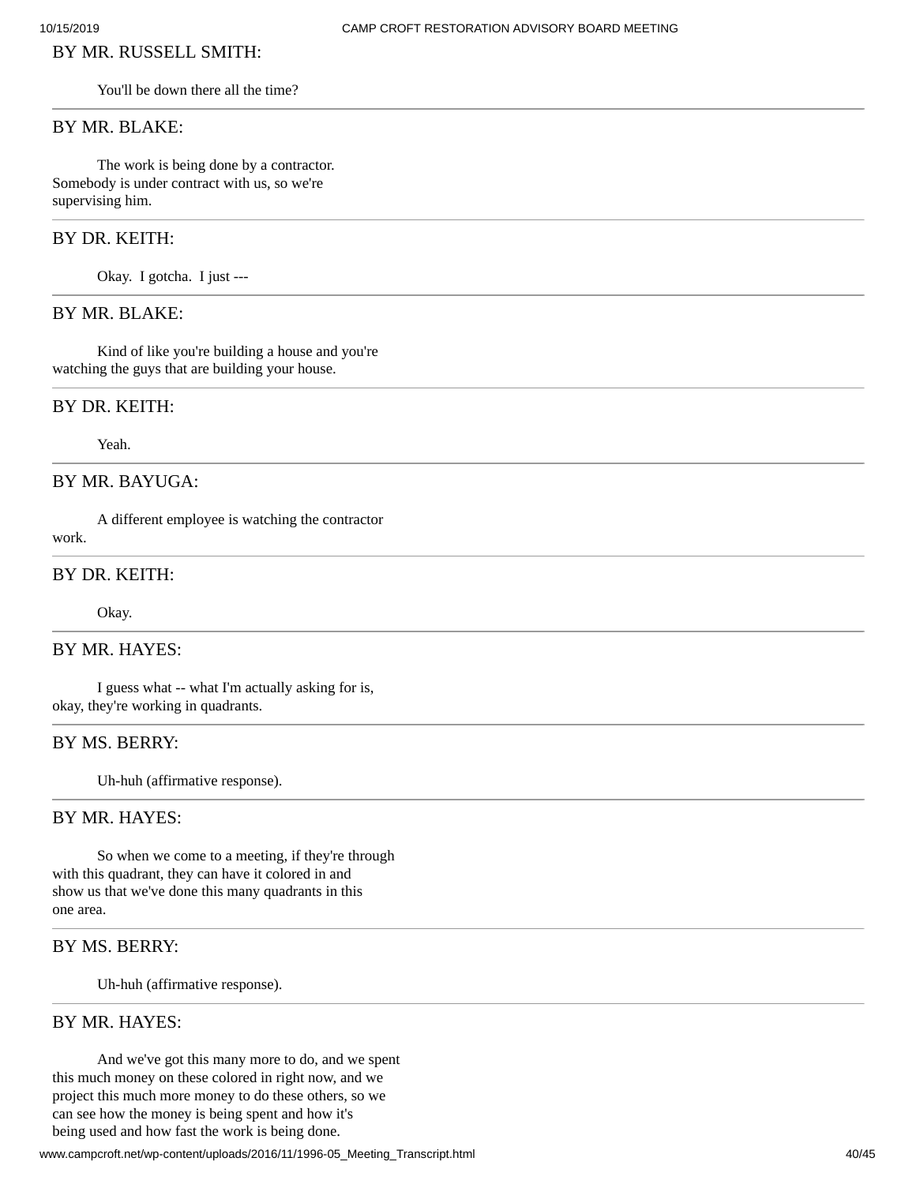BY MR. RUSSELL SMITH:

You'll be down there all the time?

---

BY MR. BLAKE:

The work is being done by a contractor. Somebody is under contract with us, so we're supervising him.

---

BY DR. KEITH:

Okay. I gotcha. I just ---

---

BY MR. BLAKE:

Kind of like you're building a house and you're watching the guys that are building your house.

---

BY DR. KEITH:

Yeah.

---

BY MR. BAYUGA:

A different employee is watching the contractor work.

---

BY DR. KEITH:

Okay.

---

BY MR. HAYES:

I guess what -- what I'm actually asking for is, okay, they're working in quadrants.

---

BY MS. BERRY:

Uh-huh (affirmative response).

---

BY MR. HAYES:

So when we come to a meeting, if they're through with this quadrant, they can have it colored in and show us that we've done this many quadrants in this one area.

---

BY MS. BERRY:

Uh-huh (affirmative response).

---

BY MR. HAYES:

And we've got this many more to do, and we spent this much money on these colored in right now, and we project this much more money to do these others, so we can see how the money is being spent and how it's being used and how fast the work is being done.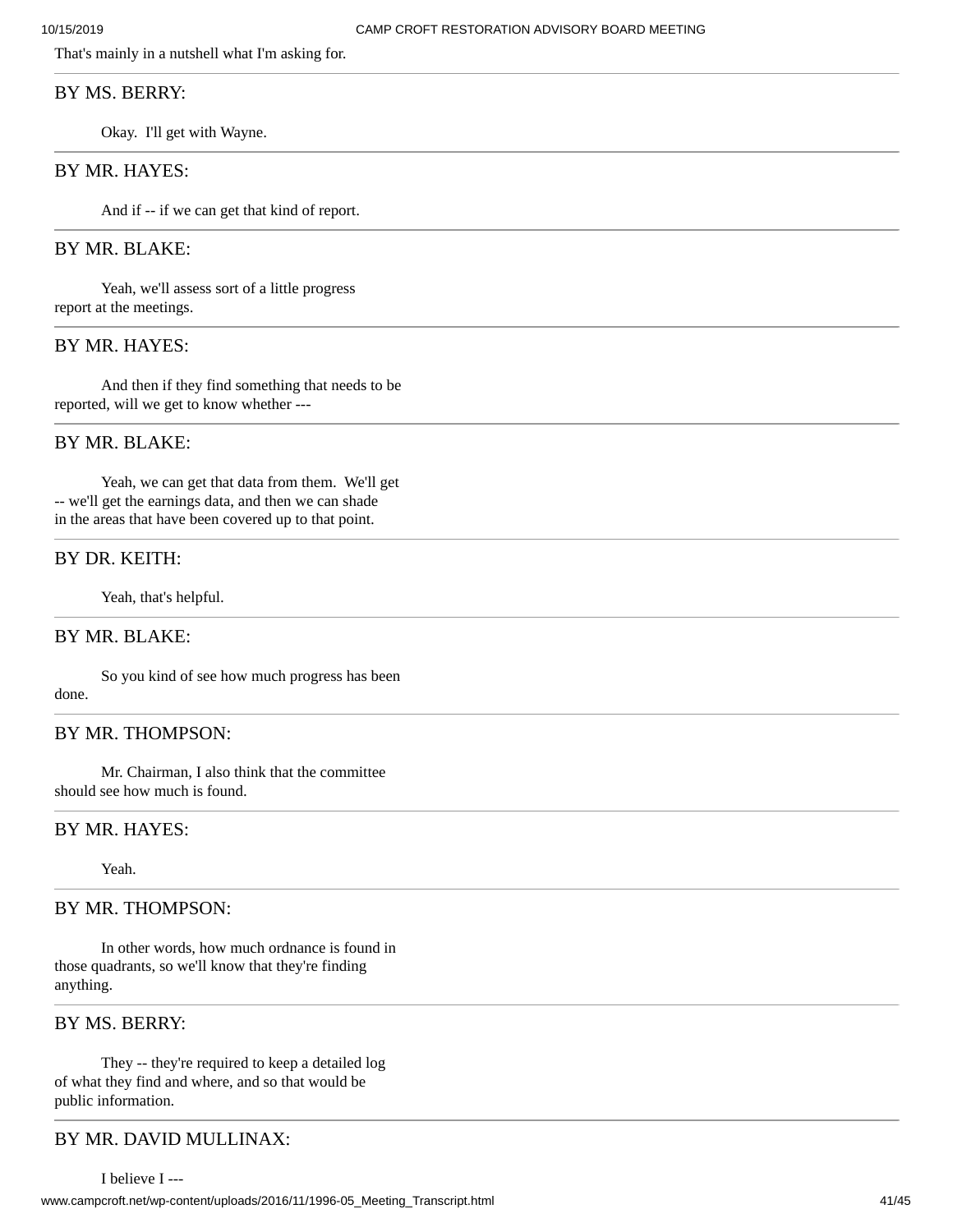That's mainly in a nutshell what I'm asking for.

### BY MS. BERRY:

Okay. I'll get with Wayne.

### BY MR. HAYES:

And if -- if we can get that kind of report.

### BY MR. BLAKE:

Yeah, we'll assess sort of a little progress report at the meetings.

### BY MR. HAYES:

And then if they find something that needs to be reported, will we get to know whether ---

### BY MR. BLAKE:

Yeah, we can get that data from them. We'll get -- we'll get the earnings data, and then we can shade in the areas that have been covered up to that point.

### BY DR. KEITH:

Yeah, that's helpful.

### BY MR. BLAKE:

So you kind of see how much progress has been done.

### BY MR. THOMPSON:

Mr. Chairman, I also think that the committee should see how much is found.

### BY MR. HAYES:

Yeah.

### BY MR. THOMPSON:

In other words, how much ordnance is found in those quadrants, so we'll know that they're finding anything.

### BY MS. BERRY:

They -- they're required to keep a detailed log of what they find and where, and so that would be public information.

### BY MR. DAVID MULLINAX:

I believe I ---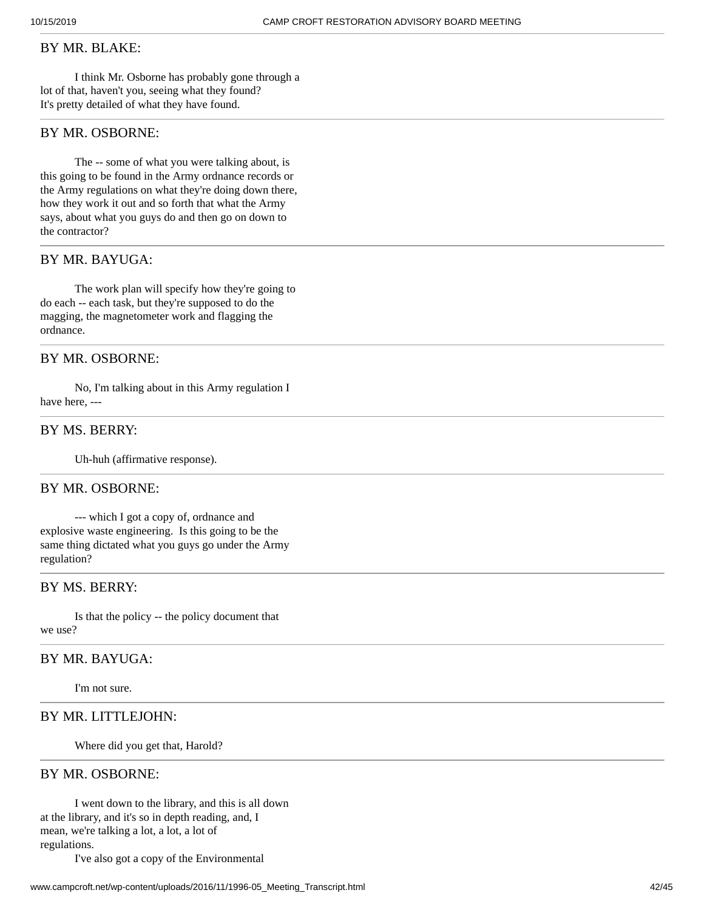## BY MR. BLAKE:

I think Mr. Osborne has probably gone through a lot of that, haven't you, seeing what they found? It's pretty detailed of what they have found.

## BY MR. OSBORNE:

The -- some of what you were talking about, is this going to be found in the Army ordnance records or the Army regulations on what they're doing down there, how they work it out and so forth that what the Army says, about what you guys do and then go on down to the contractor?

## BY MR. BAYUGA:

The work plan will specify how they're going to do each -- each task, but they're supposed to do the magging, the magnetometer work and flagging the ordnance.

## BY MR. OSBORNE:

No, I'm talking about in this Army regulation I have here, ---

## BY MS. BERRY:

Uh-huh (affirmative response).

## BY MR. OSBORNE:

--- which I got a copy of, ordnance and explosive waste engineering. Is this going to be the same thing dictated what you guys go under the Army regulation?

## BY MS. BERRY:

Is that the policy -- the policy document that we use?

## BY MR. BAYUGA:

I'm not sure.

## BY MR. LITTLEJOHN:

Where did you get that, Harold?

## BY MR. OSBORNE:

I went down to the library, and this is all down at the library, and it's so in depth reading, and, I mean, we're talking a lot, a lot, a lot of regulations.

I've also got a copy of the Environmental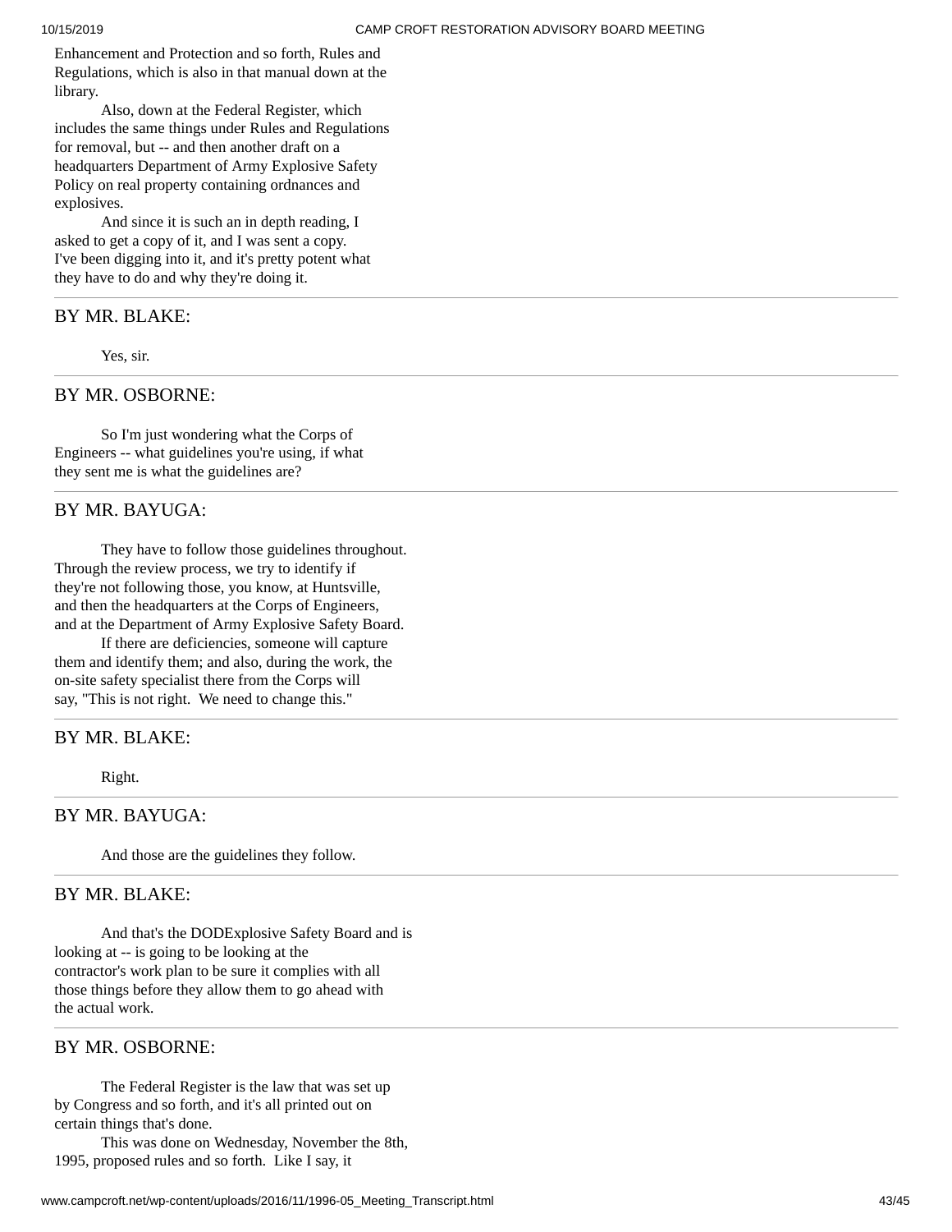Enhancement and Protection and so forth, Rules and Regulations, which is also in that manual down at the library.

Also, down at the Federal Register, which includes the same things under Rules and Regulations for removal, but -- and then another draft on a headquarters Department of Army Explosive Safety Policy on real property containing ordnances and explosives.

And since it is such an in depth reading, I asked to get a copy of it, and I was sent a copy. I've been digging into it, and it's pretty potent what they have to do and why they're doing it.

---

## BY MR. BLAKE:

Yes, sir.

---

## BY MR. OSBORNE:

So I'm just wondering what the Corps of Engineers -- what guidelines you're using, if what they sent me is what the guidelines are?

---

## BY MR. BAYUGA:

They have to follow those guidelines throughout. Through the review process, we try to identify if they're not following those, you know, at Huntsville, and then the headquarters at the Corps of Engineers, and at the Department of Army Explosive Safety Board.

If there are deficiencies, someone will capture them and identify them; and also, during the work, the on-site safety specialist there from the Corps will say, "This is not right. We need to change this."

---

## BY MR. BLAKE:

Right.

---

## BY MR. BAYUGA:

And those are the guidelines they follow.

---

## BY MR. BLAKE:

And that's the DODExplosive Safety Board and is looking at -- is going to be looking at the contractor's work plan to be sure it complies with all those things before they allow them to go ahead with the actual work.

---

## BY MR. OSBORNE:

The Federal Register is the law that was set up by Congress and so forth, and it's all printed out on certain things that's done.

This was done on Wednesday, November the 8th, 1995, proposed rules and so forth. Like I say, it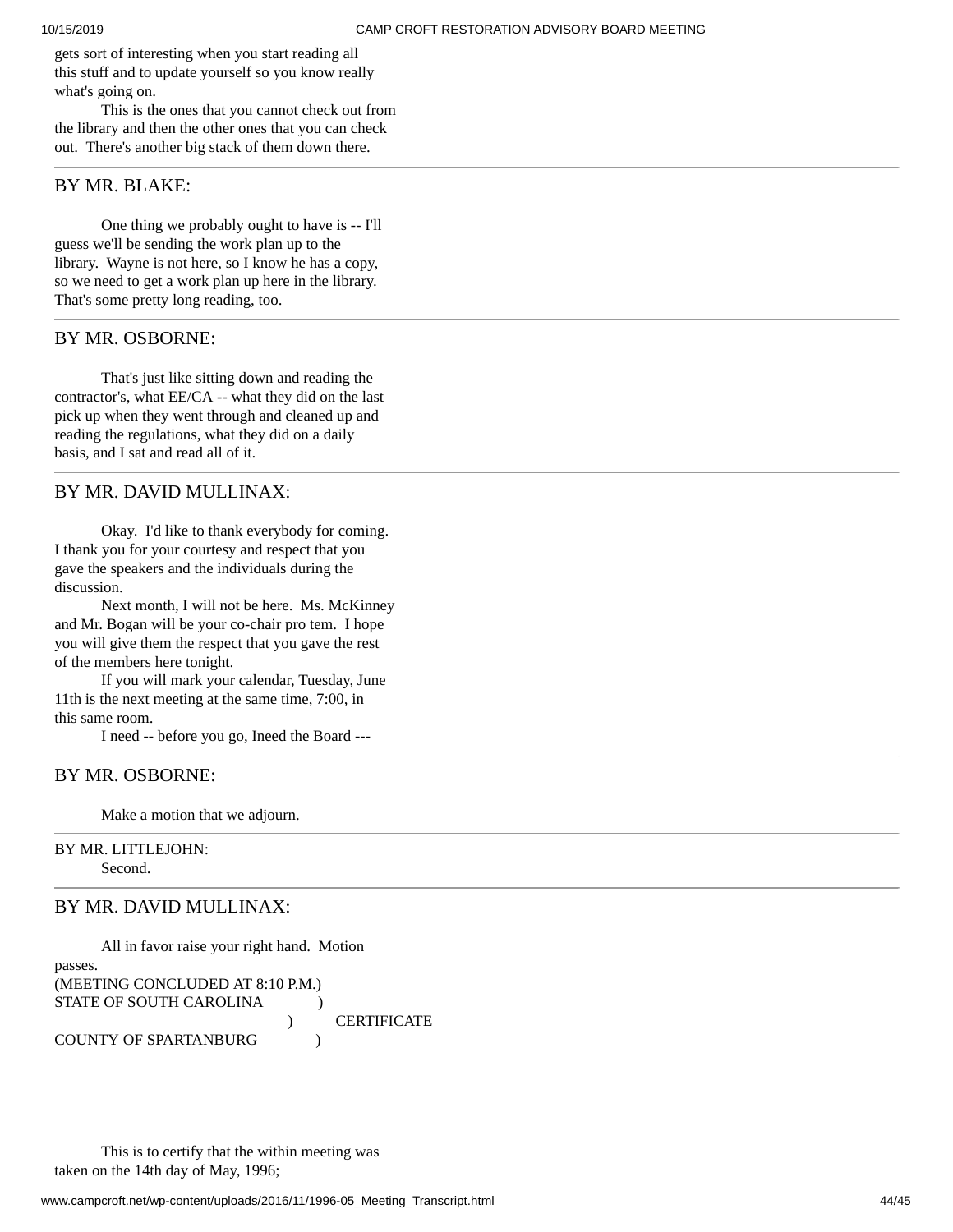gets sort of interesting when you start reading all this stuff and to update yourself so you know really what's going on.

This is the ones that you cannot check out from the library and then the other ones that you can check out. There's another big stack of them down there.

---

## BY MR. BLAKE:

One thing we probably ought to have is -- I'll guess we'll be sending the work plan up to the library. Wayne is not here, so I know he has a copy, so we need to get a work plan up here in the library. That's some pretty long reading, too.

---

## BY MR. OSBORNE:

That's just like sitting down and reading the contractor's, what EE/CA -- what they did on the last pick up when they went through and cleaned up and reading the regulations, what they did on a daily basis, and I sat and read all of it.

---

## BY MR. DAVID MULLINAX:

Okay. I'd like to thank everybody for coming. I thank you for your courtesy and respect that you gave the speakers and the individuals during the discussion.

Next month, I will not be here. Ms. McKinney and Mr. Bogan will be your co-chair pro tem. I hope you will give them the respect that you gave the rest of the members here tonight.

If you will mark your calendar, Tuesday, June 11th is the next meeting at the same time, 7:00, in this same room.

I need -- before you go, Ineed the Board ---

---

## BY MR. OSBORNE:

Make a motion that we adjourn.

---

BY MR. LITTLEJOHN:

Second.

---

## BY MR. DAVID MULLINAX:

All in favor raise your right hand. Motion passes.

(MEETING CONCLUDED AT 8:10 P.M.)

STATE OF SOUTH CAROLINA )
) CERTIFICATE
COUNTY OF SPARTANBURG )

This is to certify that the within meeting was taken on the 14th day of May, 1996;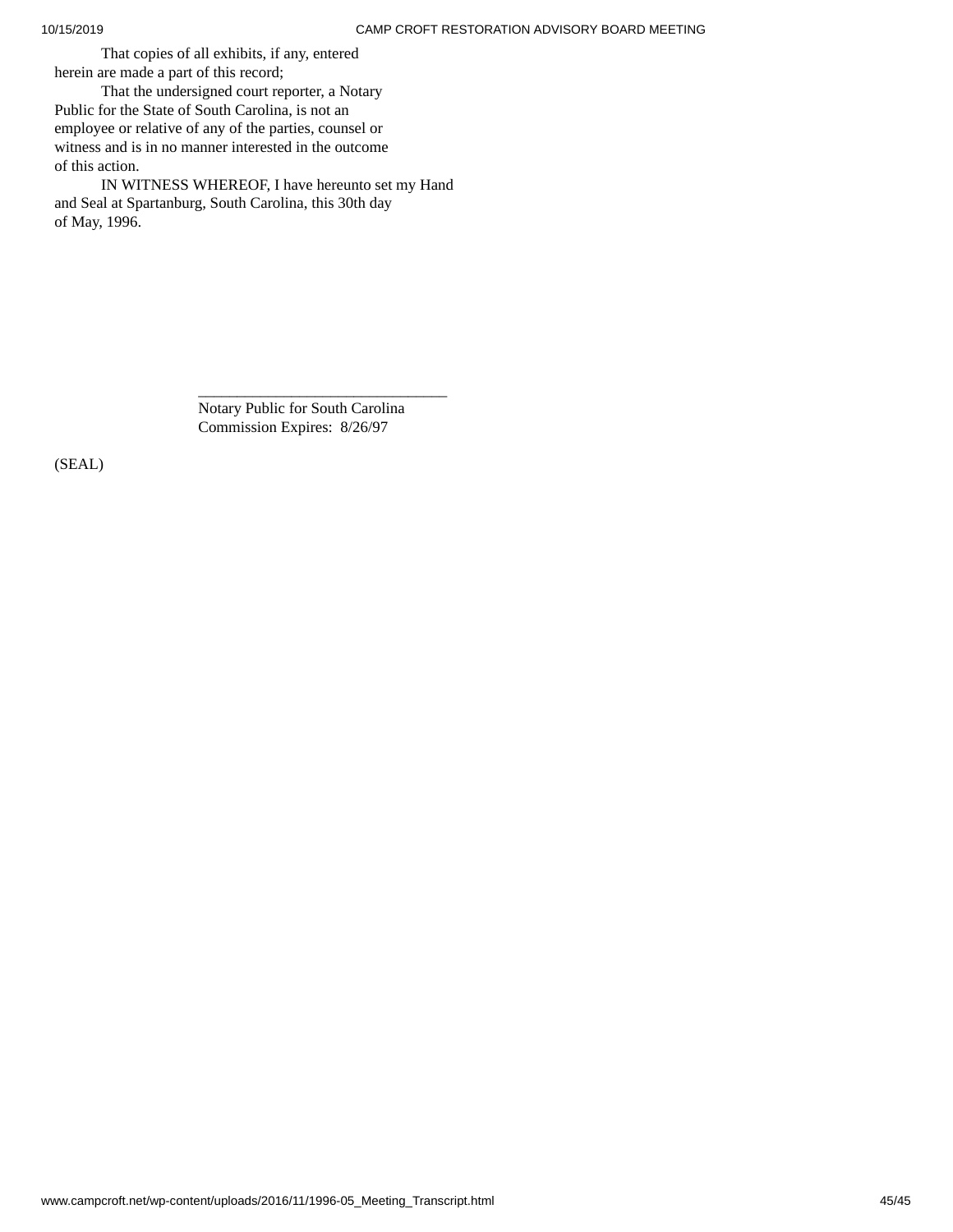That copies of all exhibits, if any, entered herein are made a part of this record;

That the undersigned court reporter, a Notary Public for the State of South Carolina, is not an employee or relative of any of the parties, counsel or witness and is in no manner interested in the outcome of this action.

IN WITNESS WHEREOF, I have hereunto set my Hand and Seal at Spartanburg, South Carolina, this 30th day of May, 1996.

_________________________________
Notary Public for South Carolina
Commission Expires: 8/26/97

(SEAL)